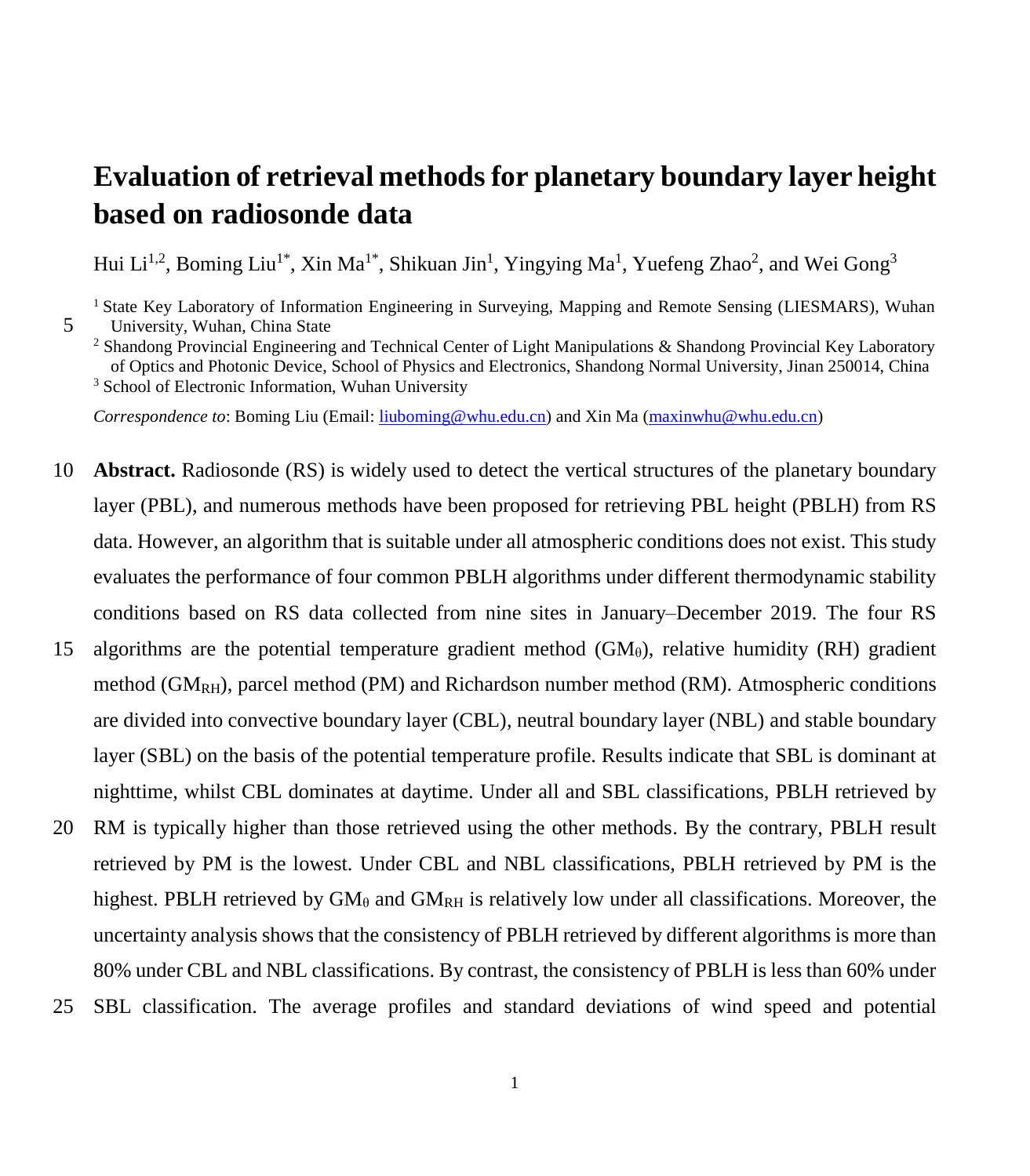# Evaluation of retrieval methods for planetary boundary layer height based on radiosonde data

Hui Li[1,2], Boming Liu[1*], Xin Ma[1*], Shikuan Jin[1], Yingying Ma[1], Yuefeng Zhao[2], and Wei Gong[3]

[1] State Key Laboratory of Information Engineering in Surveying, Mapping and Remote Sensing (LIESMARS), Wuhan University, Wuhan, China State

[2] Shandong Provincial Engineering and Technical Center of Light Manipulations & Shandong Provincial Key Laboratory of Optics and Photonic Device, School of Physics and Electronics, Shandong Normal University, Jinan 250014, China

[3] School of Electronic Information, Wuhan University

*Correspondence to*: Boming Liu (Email: liuboming@whu.edu.cn) and Xin Ma (maxinwhu@whu.edu.cn)

**Abstract.** Radiosonde (RS) is widely used to detect the vertical structures of the planetary boundary layer (PBL), and numerous methods have been proposed for retrieving PBL height (PBLH) from RS data. However, an algorithm that is suitable under all atmospheric conditions does not exist. This study evaluates the performance of four common PBLH algorithms under different thermodynamic stability conditions based on RS data collected from nine sites in January–December 2019. The four RS algorithms are the potential temperature gradient method ($GM_\theta$), relative humidity (RH) gradient method ($GM_{RH}$), parcel method (PM) and Richardson number method (RM). Atmospheric conditions are divided into convective boundary layer (CBL), neutral boundary layer (NBL) and stable boundary layer (SBL) on the basis of the potential temperature profile. Results indicate that SBL is dominant at nighttime, whilst CBL dominates at daytime. Under all and SBL classifications, PBLH retrieved by RM is typically higher than those retrieved using the other methods. By the contrary, PBLH result retrieved by PM is the lowest. Under CBL and NBL classifications, PBLH retrieved by PM is the highest. PBLH retrieved by $GM_\theta$ and $GM_{RH}$ is relatively low under all classifications. Moreover, the uncertainty analysis shows that the consistency of PBLH retrieved by different algorithms is more than 80% under CBL and NBL classifications. By contrast, the consistency of PBLH is less than 60% under SBL classification. The average profiles and standard deviations of wind speed and potential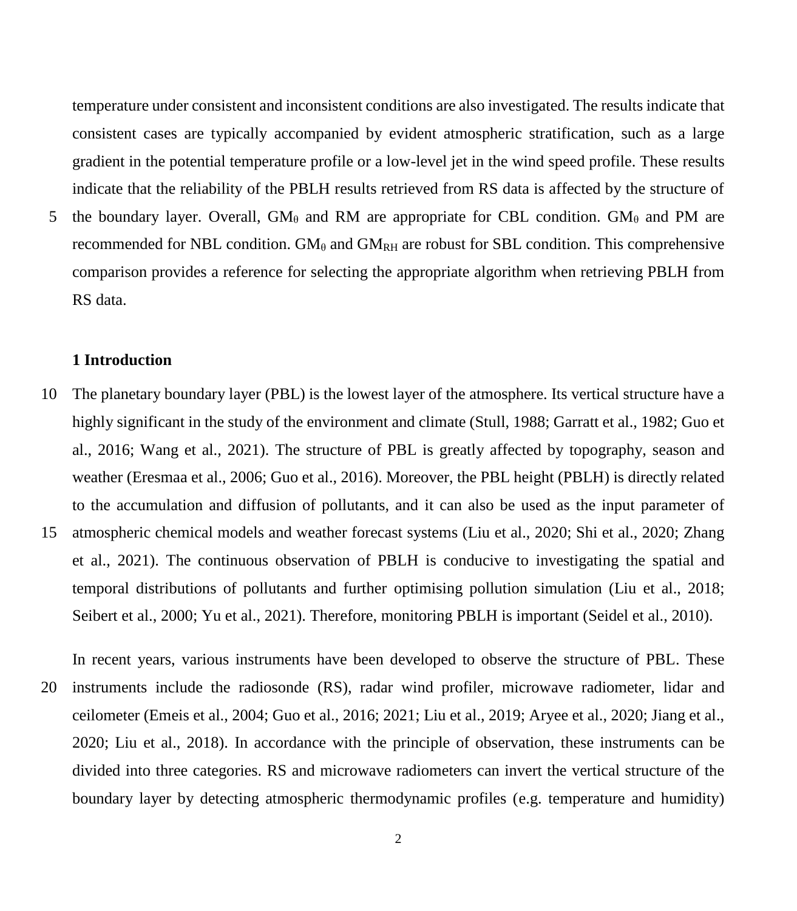temperature under consistent and inconsistent conditions are also investigated. The results indicate that consistent cases are typically accompanied by evident atmospheric stratification, such as a large gradient in the potential temperature profile or a low-level jet in the wind speed profile. These results indicate that the reliability of the PBLH results retrieved from RS data is affected by the structure of the boundary layer. Overall, $GM_{\theta}$ and RM are appropriate for CBL condition. $GM_{\theta}$ and PM are recommended for NBL condition. $GM_{\theta}$ and $GM_{RH}$ are robust for SBL condition. This comprehensive comparison provides a reference for selecting the appropriate algorithm when retrieving PBLH from RS data.

## 1 Introduction

The planetary boundary layer (PBL) is the lowest layer of the atmosphere. Its vertical structure have a highly significant in the study of the environment and climate (Stull, 1988; Garratt et al., 1982; Guo et al., 2016; Wang et al., 2021). The structure of PBL is greatly affected by topography, season and weather (Eresmaa et al., 2006; Guo et al., 2016). Moreover, the PBL height (PBLH) is directly related to the accumulation and diffusion of pollutants, and it can also be used as the input parameter of atmospheric chemical models and weather forecast systems (Liu et al., 2020; Shi et al., 2020; Zhang et al., 2021). The continuous observation of PBLH is conducive to investigating the spatial and temporal distributions of pollutants and further optimising pollution simulation (Liu et al., 2018; Seibert et al., 2000; Yu et al., 2021). Therefore, monitoring PBLH is important (Seidel et al., 2010).

In recent years, various instruments have been developed to observe the structure of PBL. These instruments include the radiosonde (RS), radar wind profiler, microwave radiometer, lidar and ceilometer (Emeis et al., 2004; Guo et al., 2016; 2021; Liu et al., 2019; Aryee et al., 2020; Jiang et al., 2020; Liu et al., 2018). In accordance with the principle of observation, these instruments can be divided into three categories. RS and microwave radiometers can invert the vertical structure of the boundary layer by detecting atmospheric thermodynamic profiles (e.g. temperature and humidity)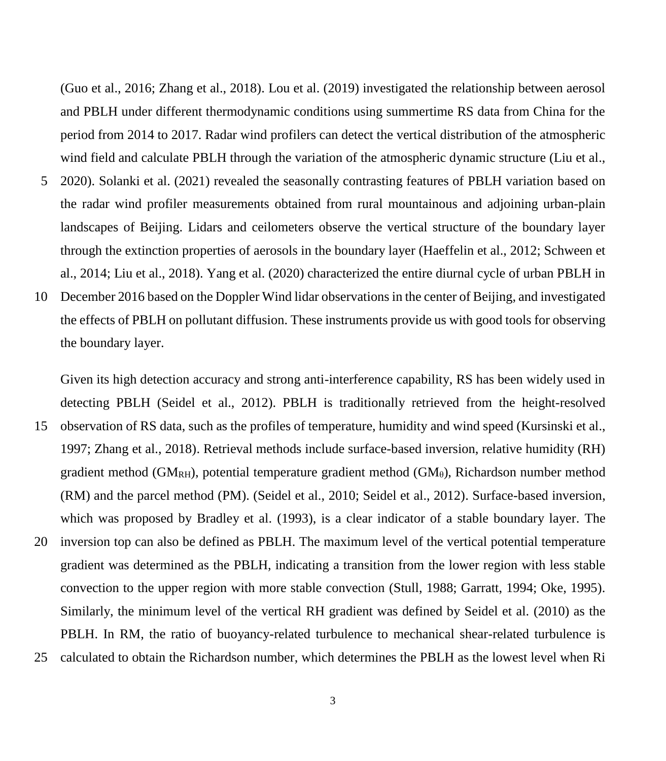(Guo et al., 2016; Zhang et al., 2018). Lou et al. (2019) investigated the relationship between aerosol and PBLH under different thermodynamic conditions using summertime RS data from China for the period from 2014 to 2017. Radar wind profilers can detect the vertical distribution of the atmospheric wind field and calculate PBLH through the variation of the atmospheric dynamic structure (Liu et al., 2020). Solanki et al. (2021) revealed the seasonally contrasting features of PBLH variation based on the radar wind profiler measurements obtained from rural mountainous and adjoining urban-plain landscapes of Beijing. Lidars and ceilometers observe the vertical structure of the boundary layer through the extinction properties of aerosols in the boundary layer (Haeffelin et al., 2012; Schween et al., 2014; Liu et al., 2018). Yang et al. (2020) characterized the entire diurnal cycle of urban PBLH in December 2016 based on the Doppler Wind lidar observations in the center of Beijing, and investigated the effects of PBLH on pollutant diffusion. These instruments provide us with good tools for observing the boundary layer.

Given its high detection accuracy and strong anti-interference capability, RS has been widely used in detecting PBLH (Seidel et al., 2012). PBLH is traditionally retrieved from the height-resolved observation of RS data, such as the profiles of temperature, humidity and wind speed (Kursinski et al., 1997; Zhang et al., 2018). Retrieval methods include surface-based inversion, relative humidity (RH) gradient method ($GM_{RH}$), potential temperature gradient method ($GM_{\theta}$), Richardson number method (RM) and the parcel method (PM). (Seidel et al., 2010; Seidel et al., 2012). Surface-based inversion, which was proposed by Bradley et al. (1993), is a clear indicator of a stable boundary layer. The inversion top can also be defined as PBLH. The maximum level of the vertical potential temperature gradient was determined as the PBLH, indicating a transition from the lower region with less stable convection to the upper region with more stable convection (Stull, 1988; Garratt, 1994; Oke, 1995). Similarly, the minimum level of the vertical RH gradient was defined by Seidel et al. (2010) as the PBLH. In RM, the ratio of buoyancy-related turbulence to mechanical shear-related turbulence is calculated to obtain the Richardson number, which determines the PBLH as the lowest level when Ri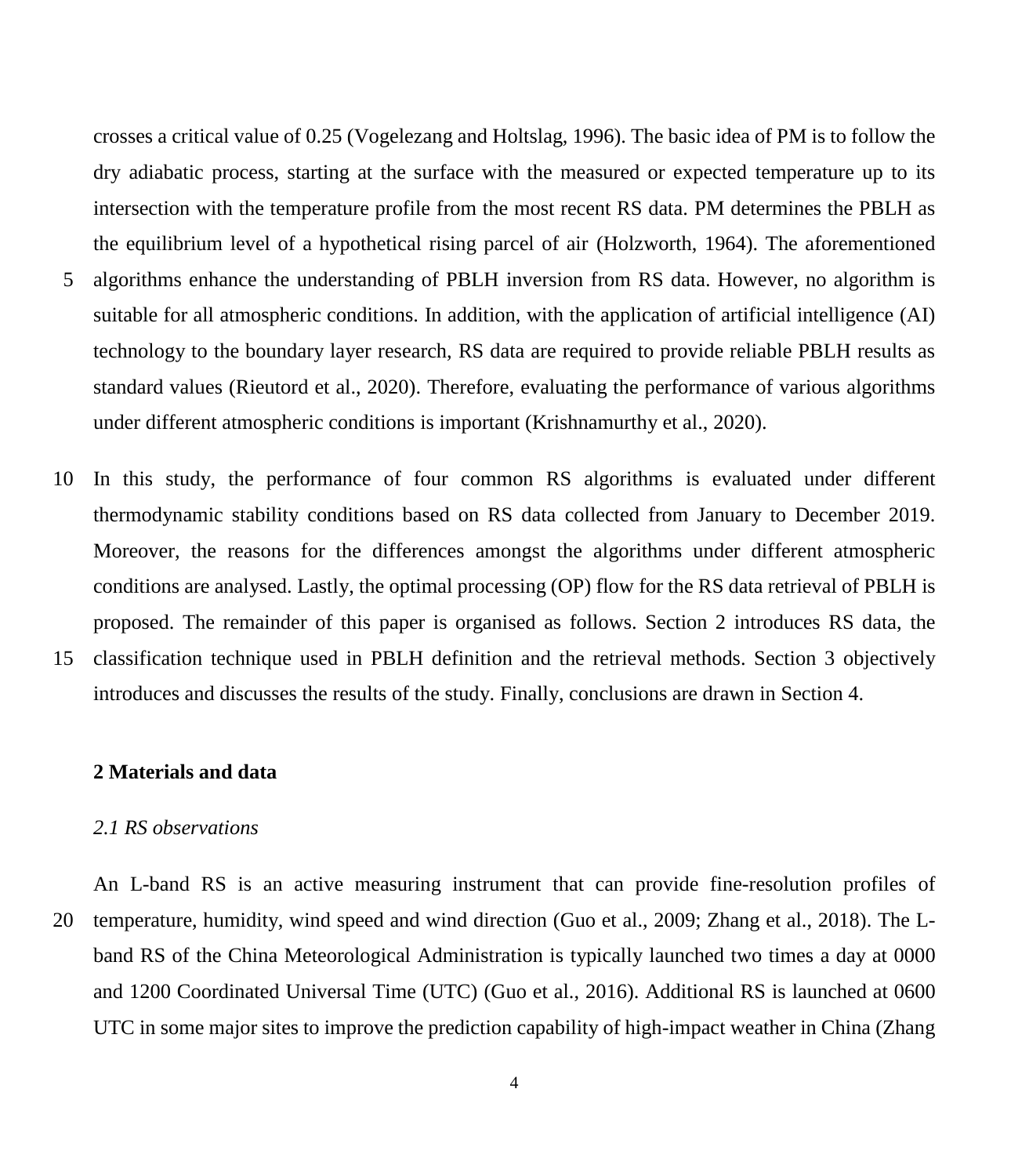crosses a critical value of 0.25 (Vogelezang and Holtslag, 1996). The basic idea of PM is to follow the dry adiabatic process, starting at the surface with the measured or expected temperature up to its intersection with the temperature profile from the most recent RS data. PM determines the PBLH as the equilibrium level of a hypothetical rising parcel of air (Holzworth, 1964). The aforementioned algorithms enhance the understanding of PBLH inversion from RS data. However, no algorithm is suitable for all atmospheric conditions. In addition, with the application of artificial intelligence (AI) technology to the boundary layer research, RS data are required to provide reliable PBLH results as standard values (Rieutord et al., 2020). Therefore, evaluating the performance of various algorithms under different atmospheric conditions is important (Krishnamurthy et al., 2020).

In this study, the performance of four common RS algorithms is evaluated under different thermodynamic stability conditions based on RS data collected from January to December 2019. Moreover, the reasons for the differences amongst the algorithms under different atmospheric conditions are analysed. Lastly, the optimal processing (OP) flow for the RS data retrieval of PBLH is proposed. The remainder of this paper is organised as follows. Section 2 introduces RS data, the classification technique used in PBLH definition and the retrieval methods. Section 3 objectively introduces and discusses the results of the study. Finally, conclusions are drawn in Section 4.

## 2 Materials and data

### *2.1 RS observations*

An L-band RS is an active measuring instrument that can provide fine-resolution profiles of temperature, humidity, wind speed and wind direction (Guo et al., 2009; Zhang et al., 2018). The L-band RS of the China Meteorological Administration is typically launched two times a day at 0000 and 1200 Coordinated Universal Time (UTC) (Guo et al., 2016). Additional RS is launched at 0600 UTC in some major sites to improve the prediction capability of high-impact weather in China (Zhang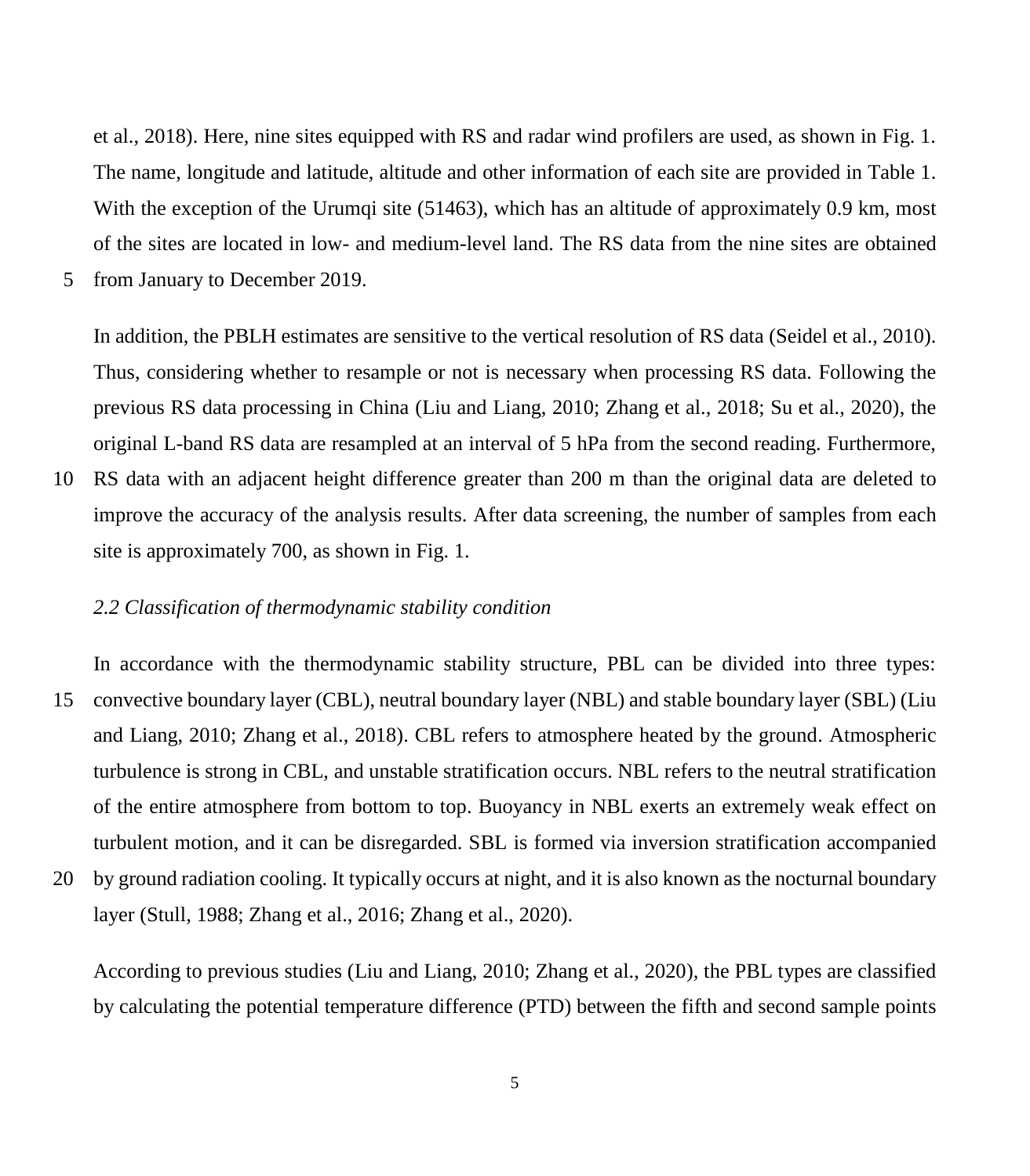et al., 2018). Here, nine sites equipped with RS and radar wind profilers are used, as shown in Fig. 1. The name, longitude and latitude, altitude and other information of each site are provided in Table 1. With the exception of the Urumqi site (51463), which has an altitude of approximately 0.9 km, most of the sites are located in low- and medium-level land. The RS data from the nine sites are obtained from January to December 2019.

In addition, the PBLH estimates are sensitive to the vertical resolution of RS data (Seidel et al., 2010). Thus, considering whether to resample or not is necessary when processing RS data. Following the previous RS data processing in China (Liu and Liang, 2010; Zhang et al., 2018; Su et al., 2020), the original L-band RS data are resampled at an interval of 5 hPa from the second reading. Furthermore, RS data with an adjacent height difference greater than 200 m than the original data are deleted to improve the accuracy of the analysis results. After data screening, the number of samples from each site is approximately 700, as shown in Fig. 1.

### *2.2 Classification of thermodynamic stability condition*

In accordance with the thermodynamic stability structure, PBL can be divided into three types: convective boundary layer (CBL), neutral boundary layer (NBL) and stable boundary layer (SBL) (Liu and Liang, 2010; Zhang et al., 2018). CBL refers to atmosphere heated by the ground. Atmospheric turbulence is strong in CBL, and unstable stratification occurs. NBL refers to the neutral stratification of the entire atmosphere from bottom to top. Buoyancy in NBL exerts an extremely weak effect on turbulent motion, and it can be disregarded. SBL is formed via inversion stratification accompanied by ground radiation cooling. It typically occurs at night, and it is also known as the nocturnal boundary layer (Stull, 1988; Zhang et al., 2016; Zhang et al., 2020).

According to previous studies (Liu and Liang, 2010; Zhang et al., 2020), the PBL types are classified by calculating the potential temperature difference (PTD) between the fifth and second sample points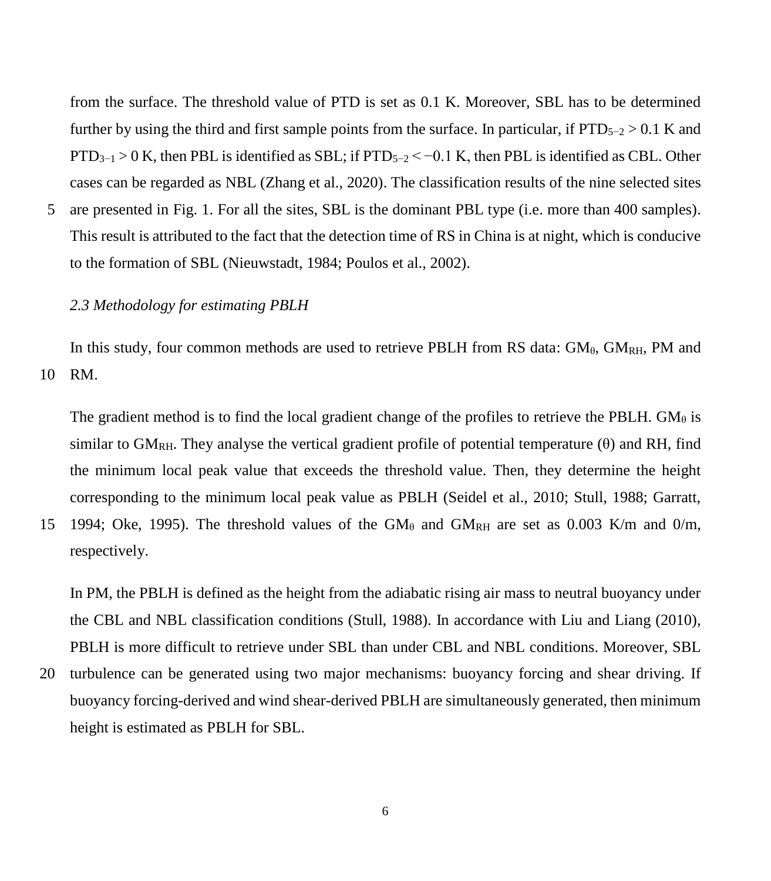from the surface. The threshold value of PTD is set as 0.1 K. Moreover, SBL has to be determined further by using the third and first sample points from the surface. In particular, if $PTD_{5-2} > 0.1$ K and $PTD_{3-1} > 0$ K, then PBL is identified as SBL; if $PTD_{5-2} < -0.1$ K, then PBL is identified as CBL. Other cases can be regarded as NBL (Zhang et al., 2020). The classification results of the nine selected sites are presented in Fig. 1. For all the sites, SBL is the dominant PBL type (i.e. more than 400 samples). This result is attributed to the fact that the detection time of RS in China is at night, which is conducive to the formation of SBL (Nieuwstadt, 1984; Poulos et al., 2002).

### *2.3 Methodology for estimating PBLH*

In this study, four common methods are used to retrieve PBLH from RS data: $GM_{\theta}$, $GM_{RH}$, PM and RM.

The gradient method is to find the local gradient change of the profiles to retrieve the PBLH. $GM_{\theta}$ is similar to $GM_{RH}$. They analyse the vertical gradient profile of potential temperature ($\theta$) and RH, find the minimum local peak value that exceeds the threshold value. Then, they determine the height corresponding to the minimum local peak value as PBLH (Seidel et al., 2010; Stull, 1988; Garratt, 1994; Oke, 1995). The threshold values of the $GM_{\theta}$ and $GM_{RH}$ are set as 0.003 K/m and 0/m, respectively.

In PM, the PBLH is defined as the height from the adiabatic rising air mass to neutral buoyancy under the CBL and NBL classification conditions (Stull, 1988). In accordance with Liu and Liang (2010), PBLH is more difficult to retrieve under SBL than under CBL and NBL conditions. Moreover, SBL turbulence can be generated using two major mechanisms: buoyancy forcing and shear driving. If buoyancy forcing-derived and wind shear-derived PBLH are simultaneously generated, then minimum height is estimated as PBLH for SBL.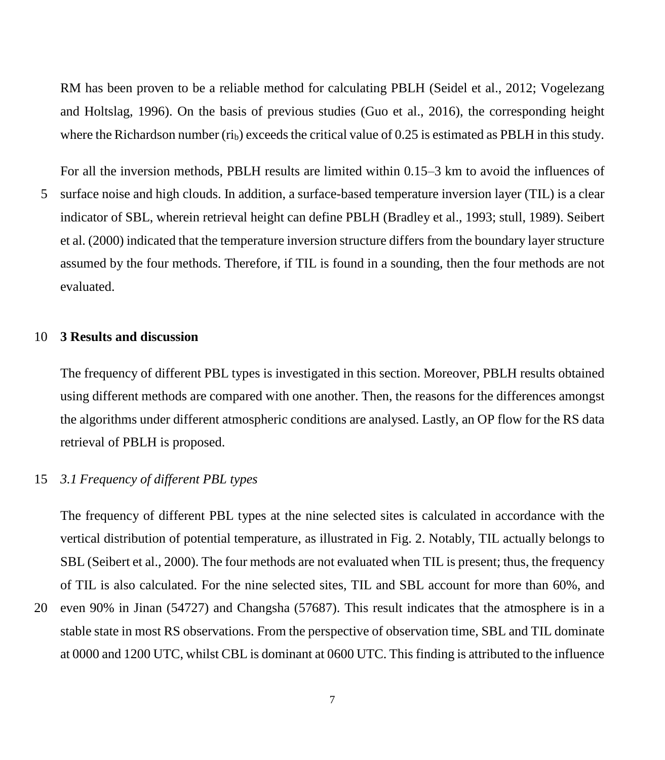RM has been proven to be a reliable method for calculating PBLH (Seidel et al., 2012; Vogelezang and Holtslag, 1996). On the basis of previous studies (Guo et al., 2016), the corresponding height where the Richardson number ($ri_b$) exceeds the critical value of 0.25 is estimated as PBLH in this study.

For all the inversion methods, PBLH results are limited within 0.15–3 km to avoid the influences of surface noise and high clouds. In addition, a surface-based temperature inversion layer (TIL) is a clear indicator of SBL, wherein retrieval height can define PBLH (Bradley et al., 1993; stull, 1989). Seibert et al. (2000) indicated that the temperature inversion structure differs from the boundary layer structure assumed by the four methods. Therefore, if TIL is found in a sounding, then the four methods are not evaluated.

## 3 Results and discussion

The frequency of different PBL types is investigated in this section. Moreover, PBLH results obtained using different methods are compared with one another. Then, the reasons for the differences amongst the algorithms under different atmospheric conditions are analysed. Lastly, an OP flow for the RS data retrieval of PBLH is proposed.

### *3.1 Frequency of different PBL types*

The frequency of different PBL types at the nine selected sites is calculated in accordance with the vertical distribution of potential temperature, as illustrated in Fig. 2. Notably, TIL actually belongs to SBL (Seibert et al., 2000). The four methods are not evaluated when TIL is present; thus, the frequency of TIL is also calculated. For the nine selected sites, TIL and SBL account for more than 60%, and even 90% in Jinan (54727) and Changsha (57687). This result indicates that the atmosphere is in a stable state in most RS observations. From the perspective of observation time, SBL and TIL dominate at 0000 and 1200 UTC, whilst CBL is dominant at 0600 UTC. This finding is attributed to the influence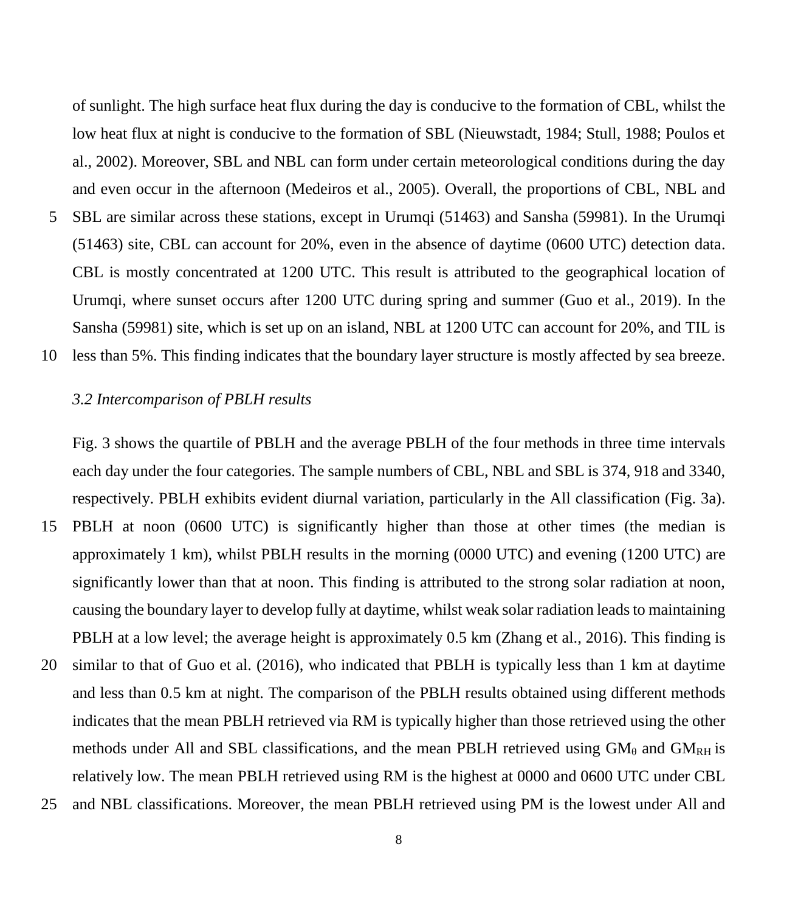of sunlight. The high surface heat flux during the day is conducive to the formation of CBL, whilst the low heat flux at night is conducive to the formation of SBL (Nieuwstadt, 1984; Stull, 1988; Poulos et al., 2002). Moreover, SBL and NBL can form under certain meteorological conditions during the day and even occur in the afternoon (Medeiros et al., 2005). Overall, the proportions of CBL, NBL and SBL are similar across these stations, except in Urumqi (51463) and Sansha (59981). In the Urumqi (51463) site, CBL can account for 20%, even in the absence of daytime (0600 UTC) detection data. CBL is mostly concentrated at 1200 UTC. This result is attributed to the geographical location of Urumqi, where sunset occurs after 1200 UTC during spring and summer (Guo et al., 2019). In the Sansha (59981) site, which is set up on an island, NBL at 1200 UTC can account for 20%, and TIL is less than 5%. This finding indicates that the boundary layer structure is mostly affected by sea breeze.

### *3.2 Intercomparison of PBLH results*

Fig. 3 shows the quartile of PBLH and the average PBLH of the four methods in three time intervals each day under the four categories. The sample numbers of CBL, NBL and SBL is 374, 918 and 3340, respectively. PBLH exhibits evident diurnal variation, particularly in the All classification (Fig. 3a). PBLH at noon (0600 UTC) is significantly higher than those at other times (the median is approximately 1 km), whilst PBLH results in the morning (0000 UTC) and evening (1200 UTC) are significantly lower than that at noon. This finding is attributed to the strong solar radiation at noon, causing the boundary layer to develop fully at daytime, whilst weak solar radiation leads to maintaining PBLH at a low level; the average height is approximately 0.5 km (Zhang et al., 2016). This finding is similar to that of Guo et al. (2016), who indicated that PBLH is typically less than 1 km at daytime and less than 0.5 km at night. The comparison of the PBLH results obtained using different methods indicates that the mean PBLH retrieved via RM is typically higher than those retrieved using the other methods under All and SBL classifications, and the mean PBLH retrieved using $GM_{\theta}$ and $GM_{RH}$ is relatively low. The mean PBLH retrieved using RM is the highest at 0000 and 0600 UTC under CBL and NBL classifications. Moreover, the mean PBLH retrieved using PM is the lowest under All and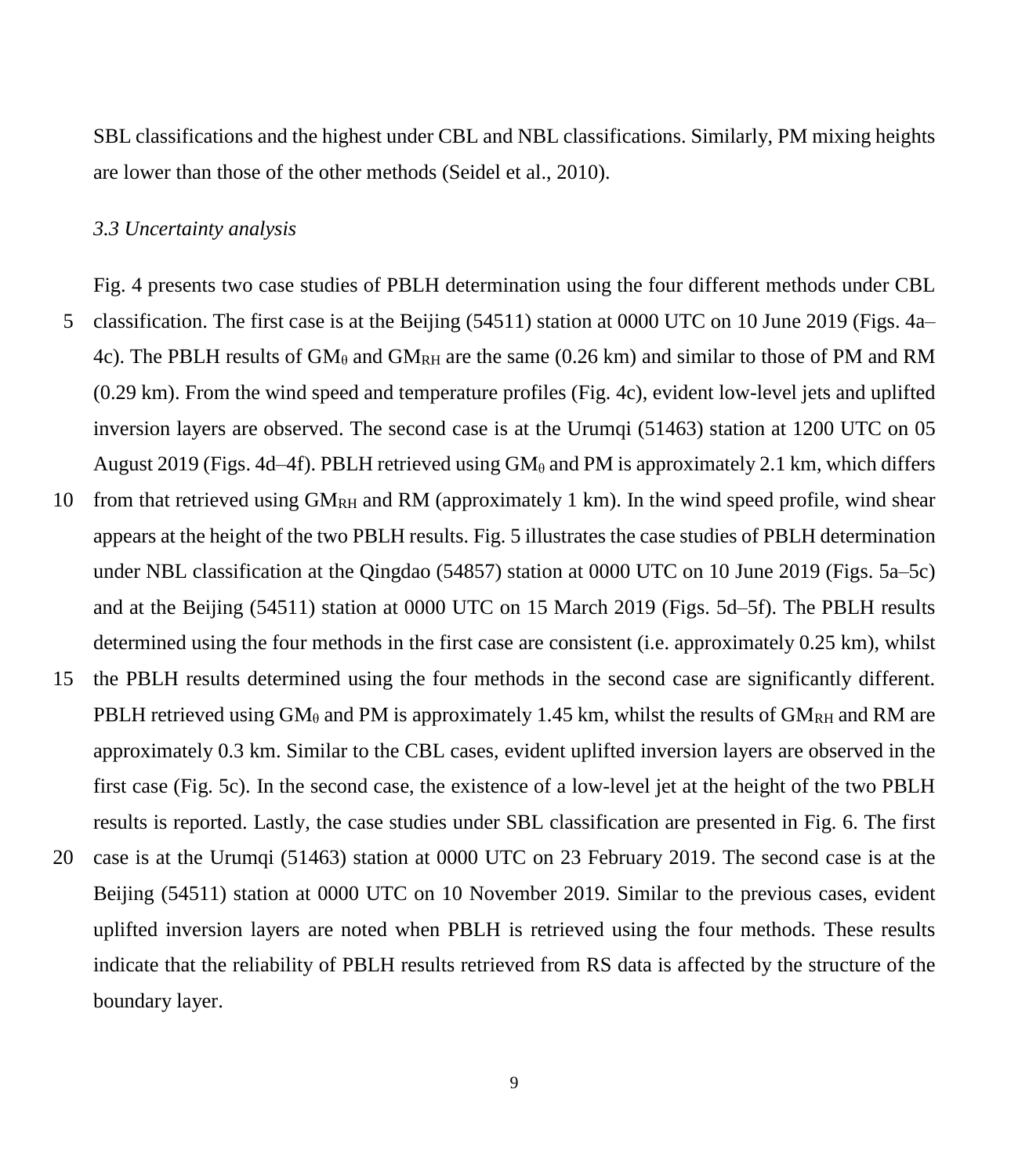SBL classifications and the highest under CBL and NBL classifications. Similarly, PM mixing heights are lower than those of the other methods (Seidel et al., 2010).

### *3.3 Uncertainty analysis*

Fig. 4 presents two case studies of PBLH determination using the four different methods under CBL classification. The first case is at the Beijing (54511) station at 0000 UTC on 10 June 2019 (Figs. 4a–4c). The PBLH results of $GM_{\theta}$ and $GM_{RH}$ are the same (0.26 km) and similar to those of PM and RM (0.29 km). From the wind speed and temperature profiles (Fig. 4c), evident low-level jets and uplifted inversion layers are observed. The second case is at the Urumqi (51463) station at 1200 UTC on 05 August 2019 (Figs. 4d–4f). PBLH retrieved using $GM_{\theta}$ and PM is approximately 2.1 km, which differs from that retrieved using $GM_{RH}$ and RM (approximately 1 km). In the wind speed profile, wind shear appears at the height of the two PBLH results. Fig. 5 illustrates the case studies of PBLH determination under NBL classification at the Qingdao (54857) station at 0000 UTC on 10 June 2019 (Figs. 5a–5c) and at the Beijing (54511) station at 0000 UTC on 15 March 2019 (Figs. 5d–5f). The PBLH results determined using the four methods in the first case are consistent (i.e. approximately 0.25 km), whilst the PBLH results determined using the four methods in the second case are significantly different. PBLH retrieved using $GM_{\theta}$ and PM is approximately 1.45 km, whilst the results of $GM_{RH}$ and RM are approximately 0.3 km. Similar to the CBL cases, evident uplifted inversion layers are observed in the first case (Fig. 5c). In the second case, the existence of a low-level jet at the height of the two PBLH results is reported. Lastly, the case studies under SBL classification are presented in Fig. 6. The first case is at the Urumqi (51463) station at 0000 UTC on 23 February 2019. The second case is at the Beijing (54511) station at 0000 UTC on 10 November 2019. Similar to the previous cases, evident uplifted inversion layers are noted when PBLH is retrieved using the four methods. These results indicate that the reliability of PBLH results retrieved from RS data is affected by the structure of the boundary layer.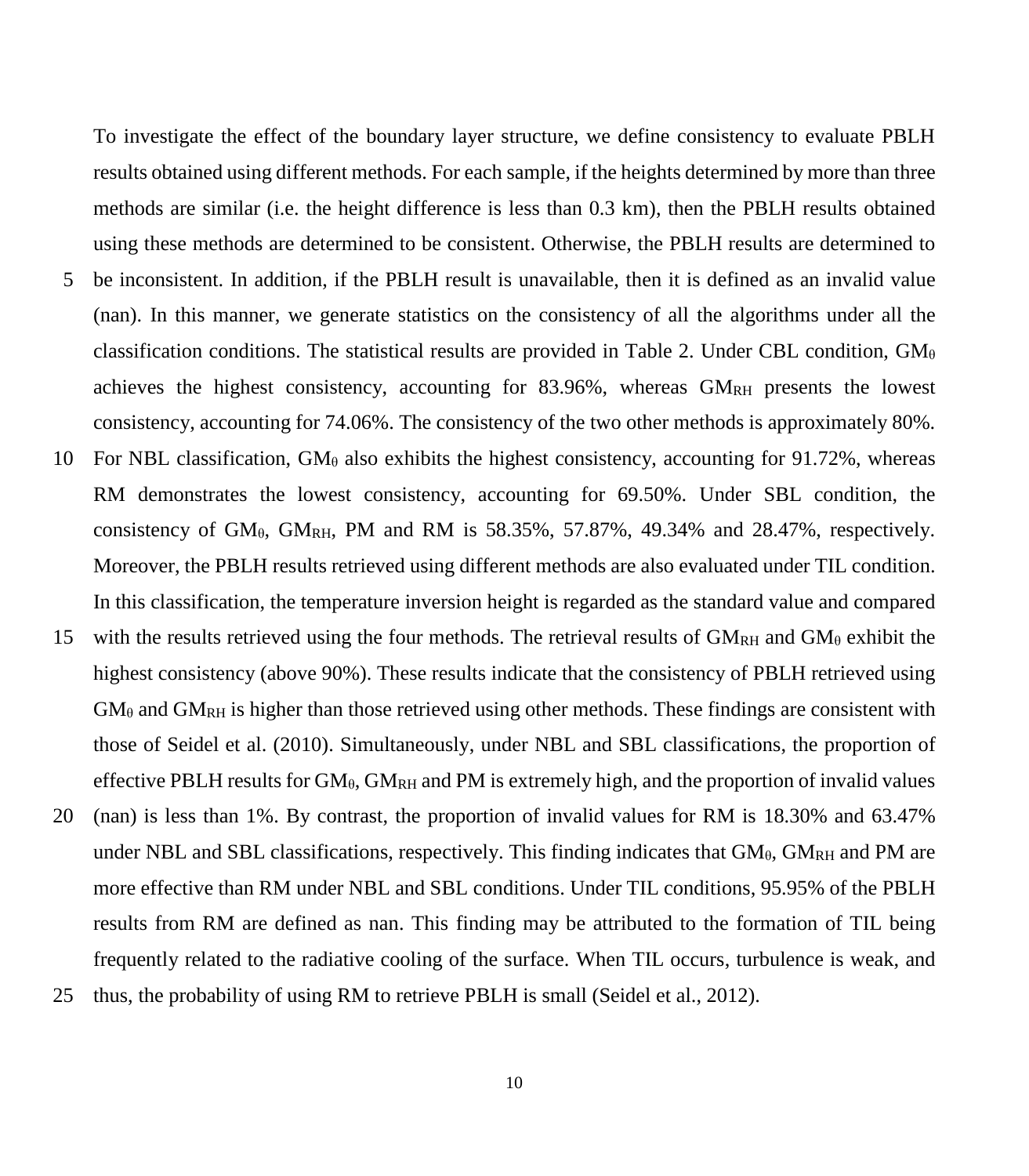To investigate the effect of the boundary layer structure, we define consistency to evaluate PBLH results obtained using different methods. For each sample, if the heights determined by more than three methods are similar (i.e. the height difference is less than 0.3 km), then the PBLH results obtained using these methods are determined to be consistent. Otherwise, the PBLH results are determined to be inconsistent. In addition, if the PBLH result is unavailable, then it is defined as an invalid value (nan). In this manner, we generate statistics on the consistency of all the algorithms under all the classification conditions. The statistical results are provided in Table 2. Under CBL condition, $GM_{\theta}$ achieves the highest consistency, accounting for 83.96%, whereas $GM_{RH}$ presents the lowest consistency, accounting for 74.06%. The consistency of the two other methods is approximately 80%. For NBL classification, $GM_{\theta}$ also exhibits the highest consistency, accounting for 91.72%, whereas RM demonstrates the lowest consistency, accounting for 69.50%. Under SBL condition, the consistency of $GM_{\theta}$, $GM_{RH}$, PM and RM is 58.35%, 57.87%, 49.34% and 28.47%, respectively. Moreover, the PBLH results retrieved using different methods are also evaluated under TIL condition. In this classification, the temperature inversion height is regarded as the standard value and compared with the results retrieved using the four methods. The retrieval results of $GM_{RH}$ and $GM_{\theta}$ exhibit the highest consistency (above 90%). These results indicate that the consistency of PBLH retrieved using $GM_{\theta}$ and $GM_{RH}$ is higher than those retrieved using other methods. These findings are consistent with those of Seidel et al. (2010). Simultaneously, under NBL and SBL classifications, the proportion of effective PBLH results for $GM_{\theta}$, $GM_{RH}$ and PM is extremely high, and the proportion of invalid values (nan) is less than 1%. By contrast, the proportion of invalid values for RM is 18.30% and 63.47% under NBL and SBL classifications, respectively. This finding indicates that $GM_{\theta}$, $GM_{RH}$ and PM are more effective than RM under NBL and SBL conditions. Under TIL conditions, 95.95% of the PBLH results from RM are defined as nan. This finding may be attributed to the formation of TIL being frequently related to the radiative cooling of the surface. When TIL occurs, turbulence is weak, and thus, the probability of using RM to retrieve PBLH is small (Seidel et al., 2012).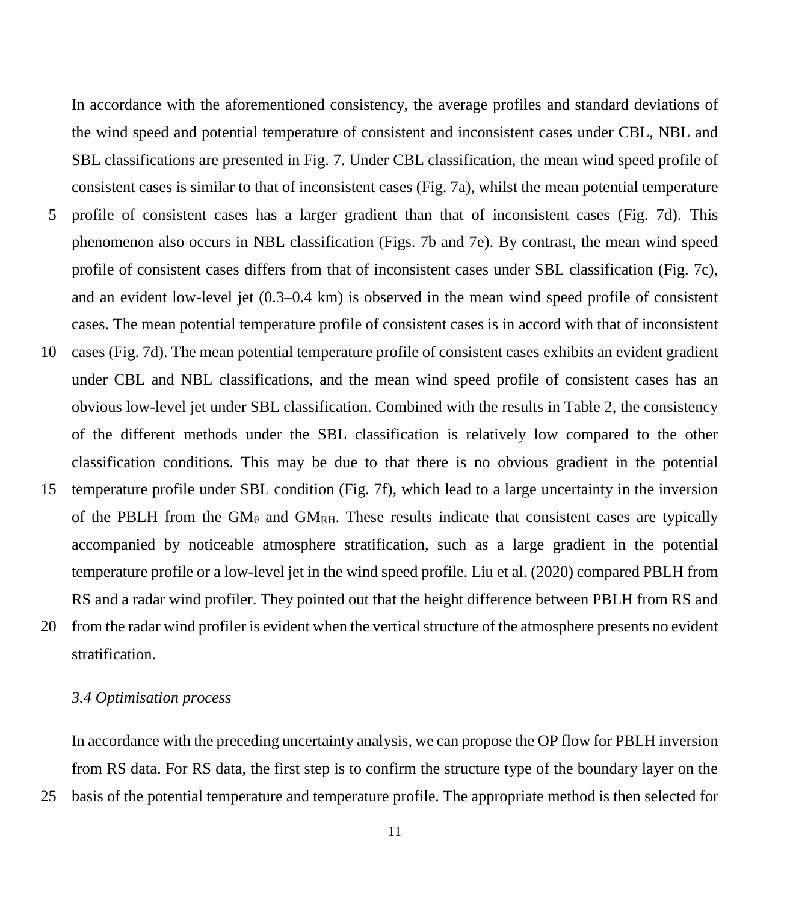In accordance with the aforementioned consistency, the average profiles and standard deviations of the wind speed and potential temperature of consistent and inconsistent cases under CBL, NBL and SBL classifications are presented in Fig. 7. Under CBL classification, the mean wind speed profile of consistent cases is similar to that of inconsistent cases (Fig. 7a), whilst the mean potential temperature profile of consistent cases has a larger gradient than that of inconsistent cases (Fig. 7d). This phenomenon also occurs in NBL classification (Figs. 7b and 7e). By contrast, the mean wind speed profile of consistent cases differs from that of inconsistent cases under SBL classification (Fig. 7c), and an evident low-level jet (0.3–0.4 km) is observed in the mean wind speed profile of consistent cases. The mean potential temperature profile of consistent cases is in accord with that of inconsistent cases (Fig. 7d). The mean potential temperature profile of consistent cases exhibits an evident gradient under CBL and NBL classifications, and the mean wind speed profile of consistent cases has an obvious low-level jet under SBL classification. Combined with the results in Table 2, the consistency of the different methods under the SBL classification is relatively low compared to the other classification conditions. This may be due to that there is no obvious gradient in the potential temperature profile under SBL condition (Fig. 7f), which lead to a large uncertainty in the inversion of the PBLH from the $GM_{\theta}$ and $GM_{RH}$. These results indicate that consistent cases are typically accompanied by noticeable atmosphere stratification, such as a large gradient in the potential temperature profile or a low-level jet in the wind speed profile. Liu et al. (2020) compared PBLH from RS and a radar wind profiler. They pointed out that the height difference between PBLH from RS and from the radar wind profiler is evident when the vertical structure of the atmosphere presents no evident stratification.

### *3.4 Optimisation process*

In accordance with the preceding uncertainty analysis, we can propose the OP flow for PBLH inversion from RS data. For RS data, the first step is to confirm the structure type of the boundary layer on the basis of the potential temperature and temperature profile. The appropriate method is then selected for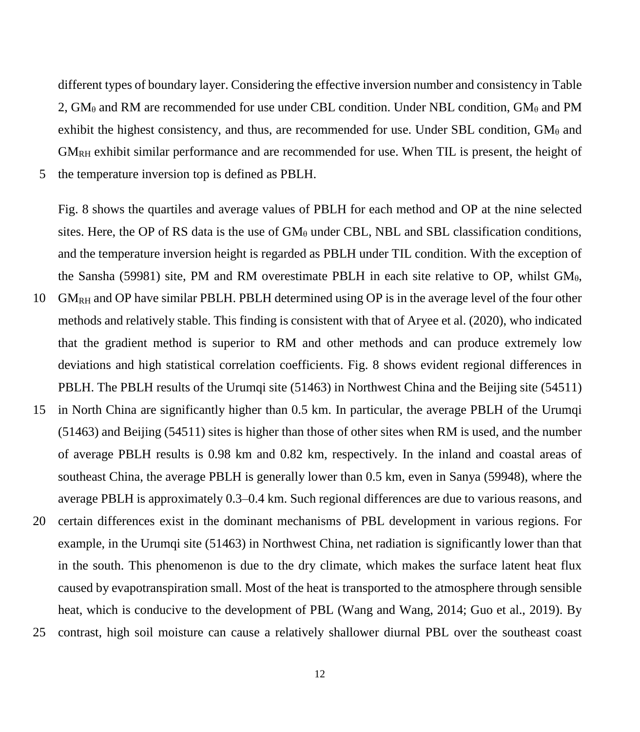different types of boundary layer. Considering the effective inversion number and consistency in Table 2, $GM_{\theta}$ and RM are recommended for use under CBL condition. Under NBL condition, $GM_{\theta}$ and PM exhibit the highest consistency, and thus, are recommended for use. Under SBL condition, $GM_{\theta}$ and $GM_{RH}$ exhibit similar performance and are recommended for use. When TIL is present, the height of the temperature inversion top is defined as PBLH.

Fig. 8 shows the quartiles and average values of PBLH for each method and OP at the nine selected sites. Here, the OP of RS data is the use of $GM_{\theta}$ under CBL, NBL and SBL classification conditions, and the temperature inversion height is regarded as PBLH under TIL condition. With the exception of the Sansha (59981) site, PM and RM overestimate PBLH in each site relative to OP, whilst $GM_{\theta}$, $GM_{RH}$ and OP have similar PBLH. PBLH determined using OP is in the average level of the four other methods and relatively stable. This finding is consistent with that of Aryee et al. (2020), who indicated that the gradient method is superior to RM and other methods and can produce extremely low deviations and high statistical correlation coefficients. Fig. 8 shows evident regional differences in PBLH. The PBLH results of the Urumqi site (51463) in Northwest China and the Beijing site (54511) in North China are significantly higher than 0.5 km. In particular, the average PBLH of the Urumqi (51463) and Beijing (54511) sites is higher than those of other sites when RM is used, and the number of average PBLH results is 0.98 km and 0.82 km, respectively. In the inland and coastal areas of southeast China, the average PBLH is generally lower than 0.5 km, even in Sanya (59948), where the average PBLH is approximately 0.3–0.4 km. Such regional differences are due to various reasons, and certain differences exist in the dominant mechanisms of PBL development in various regions. For example, in the Urumqi site (51463) in Northwest China, net radiation is significantly lower than that in the south. This phenomenon is due to the dry climate, which makes the surface latent heat flux caused by evapotranspiration small. Most of the heat is transported to the atmosphere through sensible heat, which is conducive to the development of PBL (Wang and Wang, 2014; Guo et al., 2019). By contrast, high soil moisture can cause a relatively shallower diurnal PBL over the southeast coast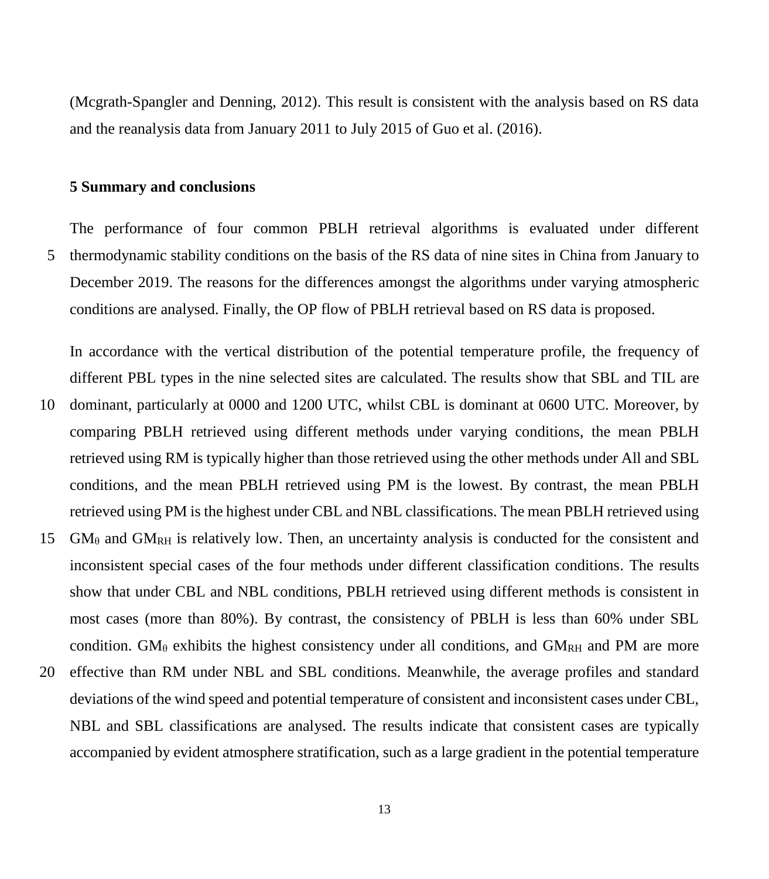(Mcgrath-Spangler and Denning, 2012). This result is consistent with the analysis based on RS data and the reanalysis data from January 2011 to July 2015 of Guo et al. (2016).

## 5 Summary and conclusions

The performance of four common PBLH retrieval algorithms is evaluated under different thermodynamic stability conditions on the basis of the RS data of nine sites in China from January to December 2019. The reasons for the differences amongst the algorithms under varying atmospheric conditions are analysed. Finally, the OP flow of PBLH retrieval based on RS data is proposed.

In accordance with the vertical distribution of the potential temperature profile, the frequency of different PBL types in the nine selected sites are calculated. The results show that SBL and TIL are dominant, particularly at 0000 and 1200 UTC, whilst CBL is dominant at 0600 UTC. Moreover, by comparing PBLH retrieved using different methods under varying conditions, the mean PBLH retrieved using RM is typically higher than those retrieved using the other methods under All and SBL conditions, and the mean PBLH retrieved using PM is the lowest. By contrast, the mean PBLH retrieved using PM is the highest under CBL and NBL classifications. The mean PBLH retrieved using $GM_{\theta}$ and $GM_{RH}$ is relatively low. Then, an uncertainty analysis is conducted for the consistent and inconsistent special cases of the four methods under different classification conditions. The results show that under CBL and NBL conditions, PBLH retrieved using different methods is consistent in most cases (more than 80%). By contrast, the consistency of PBLH is less than 60% under SBL condition. $GM_{\theta}$ exhibits the highest consistency under all conditions, and $GM_{RH}$ and PM are more effective than RM under NBL and SBL conditions. Meanwhile, the average profiles and standard deviations of the wind speed and potential temperature of consistent and inconsistent cases under CBL, NBL and SBL classifications are analysed. The results indicate that consistent cases are typically accompanied by evident atmosphere stratification, such as a large gradient in the potential temperature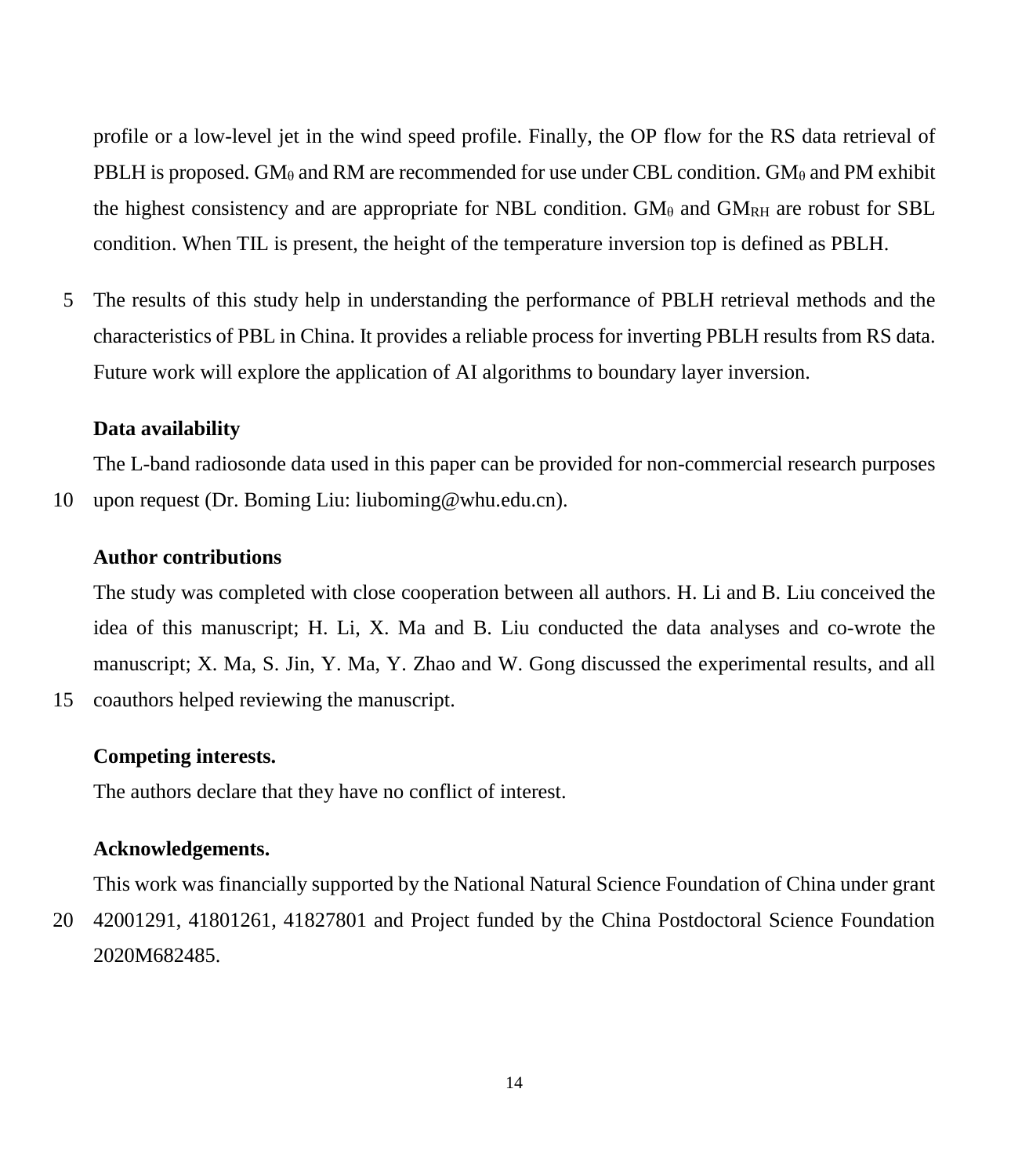profile or a low-level jet in the wind speed profile. Finally, the OP flow for the RS data retrieval of PBLH is proposed. $GM_{\theta}$ and RM are recommended for use under CBL condition. $GM_{\theta}$ and PM exhibit the highest consistency and are appropriate for NBL condition. $GM_{\theta}$ and $GM_{RH}$ are robust for SBL condition. When TIL is present, the height of the temperature inversion top is defined as PBLH.

The results of this study help in understanding the performance of PBLH retrieval methods and the characteristics of PBL in China. It provides a reliable process for inverting PBLH results from RS data. Future work will explore the application of AI algorithms to boundary layer inversion.

**Data availability**

The L-band radiosonde data used in this paper can be provided for non-commercial research purposes upon request (Dr. Boming Liu: liuboming@whu.edu.cn).

**Author contributions**

The study was completed with close cooperation between all authors. H. Li and B. Liu conceived the idea of this manuscript; H. Li, X. Ma and B. Liu conducted the data analyses and co-wrote the manuscript; X. Ma, S. Jin, Y. Ma, Y. Zhao and W. Gong discussed the experimental results, and all coauthors helped reviewing the manuscript.

**Competing interests.**

The authors declare that they have no conflict of interest.

**Acknowledgements.**

This work was financially supported by the National Natural Science Foundation of China under grant 42001291, 41801261, 41827801 and Project funded by the China Postdoctoral Science Foundation 2020M682485.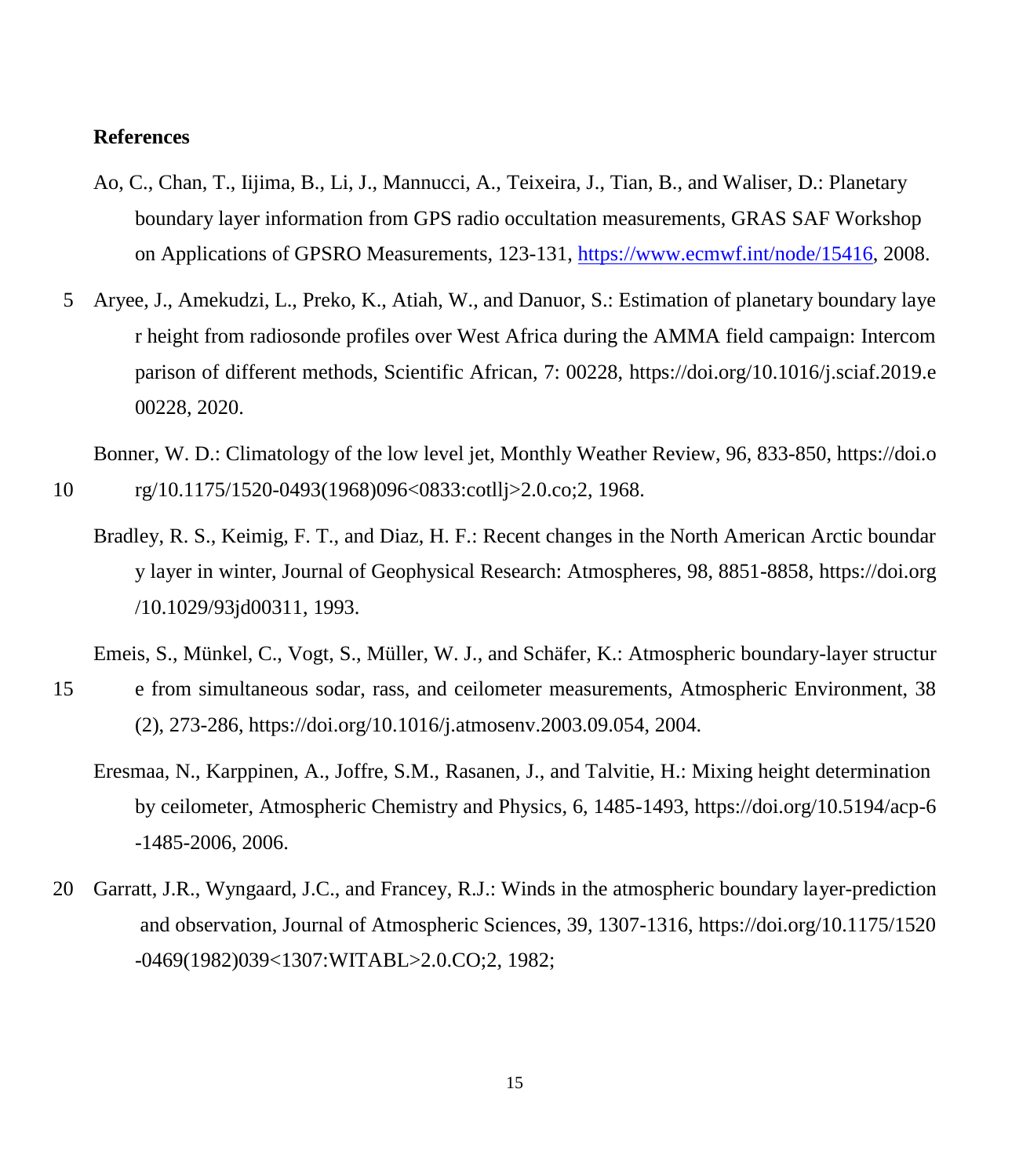## References

Ao, C., Chan, T., Iijima, B., Li, J., Mannucci, A., Teixeira, J., Tian, B., and Waliser, D.: Planetary boundary layer information from GPS radio occultation measurements, GRAS SAF Workshop on Applications of GPSRO Measurements, 123-131, https://www.ecmwf.int/node/15416, 2008.

Aryee, J., Amekudzi, L., Preko, K., Atiah, W., and Danuor, S.: Estimation of planetary boundary layer height from radiosonde profiles over West Africa during the AMMA field campaign: Intercomparison of different methods, Scientific African, 7: 00228, https://doi.org/10.1016/j.sciaf.2019.e00228, 2020.

Bonner, W. D.: Climatology of the low level jet, Monthly Weather Review, 96, 833-850, https://doi.org/10.1175/1520-0493(1968)096<0833:cotllj>2.0.co;2, 1968.

Bradley, R. S., Keimig, F. T., and Diaz, H. F.: Recent changes in the North American Arctic boundary layer in winter, Journal of Geophysical Research: Atmospheres, 98, 8851-8858, https://doi.org/10.1029/93jd00311, 1993.

Emeis, S., Münkel, C., Vogt, S., Müller, W. J., and Schäfer, K.: Atmospheric boundary-layer structure from simultaneous sodar, rass, and ceilometer measurements, Atmospheric Environment, 38 (2), 273-286, https://doi.org/10.1016/j.atmosenv.2003.09.054, 2004.

Eresmaa, N., Karppinen, A., Joffre, S.M., Rasanen, J., and Talvitie, H.: Mixing height determination by ceilometer, Atmospheric Chemistry and Physics, 6, 1485-1493, https://doi.org/10.5194/acp-6-1485-2006, 2006.

Garratt, J.R., Wyngaard, J.C., and Francey, R.J.: Winds in the atmospheric boundary layer-prediction and observation, Journal of Atmospheric Sciences, 39, 1307-1316, https://doi.org/10.1175/1520-0469(1982)039<1307:WITABL>2.0.CO;2, 1982;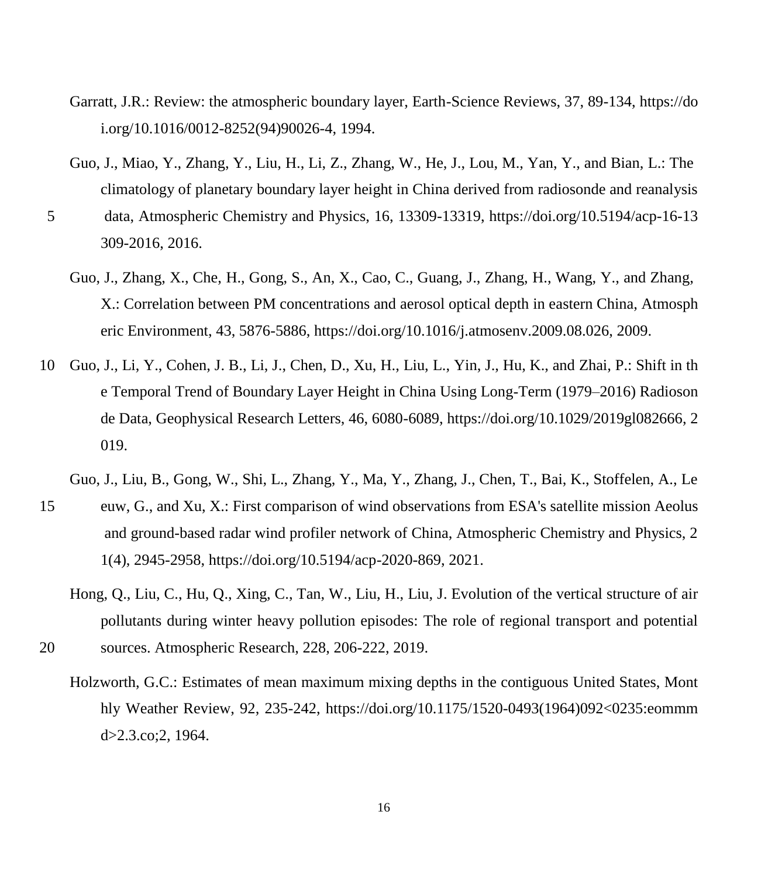Garratt, J.R.: Review: the atmospheric boundary layer, Earth-Science Reviews, 37, 89-134, https://doi.org/10.1016/0012-8252(94)90026-4, 1994.

Guo, J., Miao, Y., Zhang, Y., Liu, H., Li, Z., Zhang, W., He, J., Lou, M., Yan, Y., and Bian, L.: The climatology of planetary boundary layer height in China derived from radiosonde and reanalysis data, Atmospheric Chemistry and Physics, 16, 13309-13319, https://doi.org/10.5194/acp-16-13309-2016, 2016.

Guo, J., Zhang, X., Che, H., Gong, S., An, X., Cao, C., Guang, J., Zhang, H., Wang, Y., and Zhang, X.: Correlation between PM concentrations and aerosol optical depth in eastern China, Atmospheric Environment, 43, 5876-5886, https://doi.org/10.1016/j.atmosenv.2009.08.026, 2009.

Guo, J., Li, Y., Cohen, J. B., Li, J., Chen, D., Xu, H., Liu, L., Yin, J., Hu, K., and Zhai, P.: Shift in the Temporal Trend of Boundary Layer Height in China Using Long-Term (1979–2016) Radiosonde Data, Geophysical Research Letters, 46, 6080-6089, https://doi.org/10.1029/2019gl082666, 2019.

Guo, J., Liu, B., Gong, W., Shi, L., Zhang, Y., Ma, Y., Zhang, J., Chen, T., Bai, K., Stoffelen, A., Leeuw, G., and Xu, X.: First comparison of wind observations from ESA's satellite mission Aeolus and ground-based radar wind profiler network of China, Atmospheric Chemistry and Physics, 21(4), 2945-2958, https://doi.org/10.5194/acp-2020-869, 2021.

Hong, Q., Liu, C., Hu, Q., Xing, C., Tan, W., Liu, H., Liu, J. Evolution of the vertical structure of air pollutants during winter heavy pollution episodes: The role of regional transport and potential sources. Atmospheric Research, 228, 206-222, 2019.

Holzworth, G.C.: Estimates of mean maximum mixing depths in the contiguous United States, Monthly Weather Review, 92, 235-242, https://doi.org/10.1175/1520-0493(1964)092<0235:eommmd>2.3.co;2, 1964.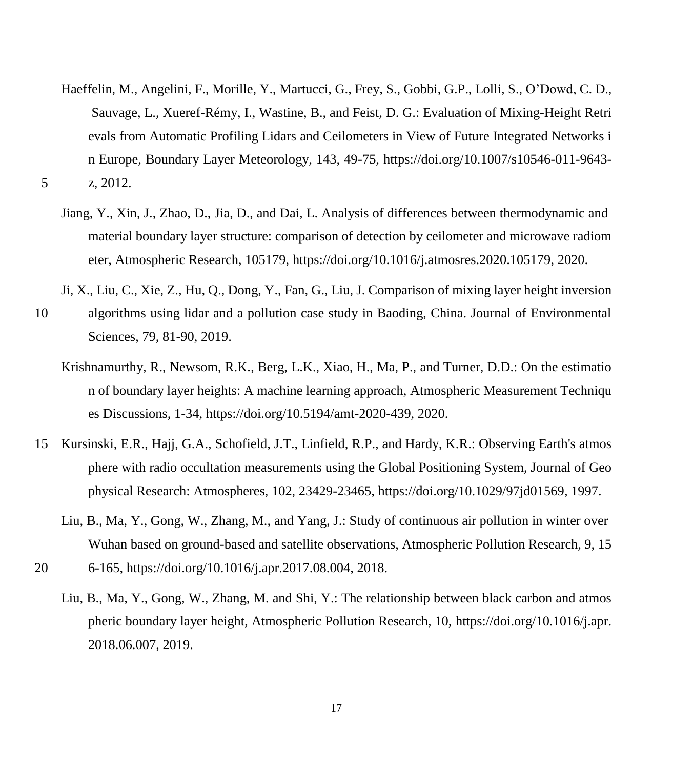Haeffelin, M., Angelini, F., Morille, Y., Martucci, G., Frey, S., Gobbi, G.P., Lolli, S., O'Dowd, C. D., Sauvage, L., Xueref-Rémy, I., Wastine, B., and Feist, D. G.: Evaluation of Mixing-Height Retrievals from Automatic Profiling Lidars and Ceilometers in View of Future Integrated Networks in Europe, Boundary Layer Meteorology, 143, 49-75, https://doi.org/10.1007/s10546-011-9643-z, 2012.

Jiang, Y., Xin, J., Zhao, D., Jia, D., and Dai, L. Analysis of differences between thermodynamic and material boundary layer structure: comparison of detection by ceilometer and microwave radiometer, Atmospheric Research, 105179, https://doi.org/10.1016/j.atmosres.2020.105179, 2020.

Ji, X., Liu, C., Xie, Z., Hu, Q., Dong, Y., Fan, G., Liu, J. Comparison of mixing layer height inversion algorithms using lidar and a pollution case study in Baoding, China. Journal of Environmental Sciences, 79, 81-90, 2019.

Krishnamurthy, R., Newsom, R.K., Berg, L.K., Xiao, H., Ma, P., and Turner, D.D.: On the estimation of boundary layer heights: A machine learning approach, Atmospheric Measurement Techniques Discussions, 1-34, https://doi.org/10.5194/amt-2020-439, 2020.

Kursinski, E.R., Hajj, G.A., Schofield, J.T., Linfield, R.P., and Hardy, K.R.: Observing Earth's atmosphere with radio occultation measurements using the Global Positioning System, Journal of Geophysical Research: Atmospheres, 102, 23429-23465, https://doi.org/10.1029/97jd01569, 1997.

Liu, B., Ma, Y., Gong, W., Zhang, M., and Yang, J.: Study of continuous air pollution in winter over Wuhan based on ground-based and satellite observations, Atmospheric Pollution Research, 9, 156-165, https://doi.org/10.1016/j.apr.2017.08.004, 2018.

Liu, B., Ma, Y., Gong, W., Zhang, M. and Shi, Y.: The relationship between black carbon and atmospheric boundary layer height, Atmospheric Pollution Research, 10, https://doi.org/10.1016/j.apr.2018.06.007, 2019.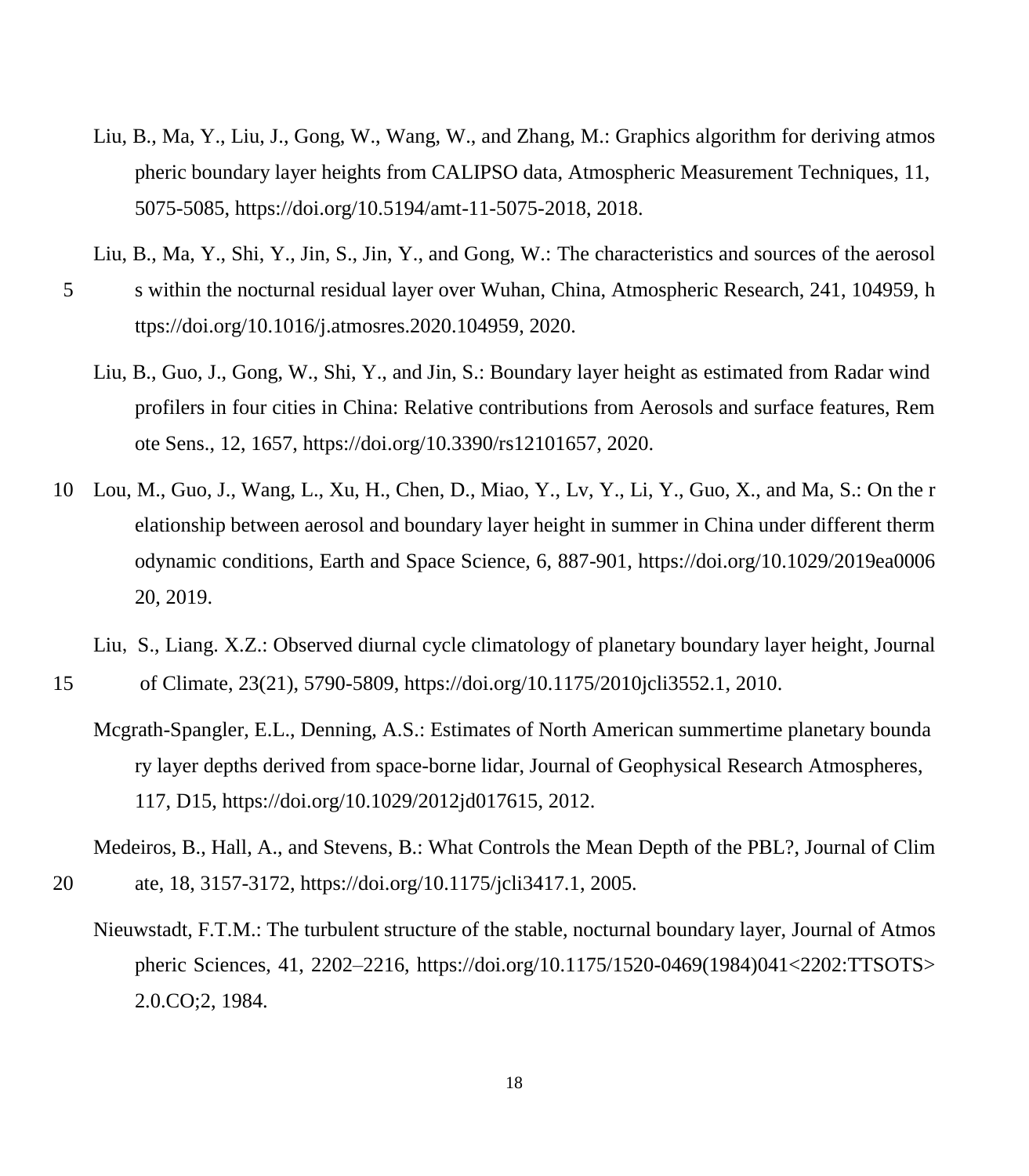Liu, B., Ma, Y., Liu, J., Gong, W., Wang, W., and Zhang, M.: Graphics algorithm for deriving atmospheric boundary layer heights from CALIPSO data, Atmospheric Measurement Techniques, 11, 5075-5085, https://doi.org/10.5194/amt-11-5075-2018, 2018.

Liu, B., Ma, Y., Shi, Y., Jin, S., Jin, Y., and Gong, W.: The characteristics and sources of the aerosols within the nocturnal residual layer over Wuhan, China, Atmospheric Research, 241, 104959, https://doi.org/10.1016/j.atmosres.2020.104959, 2020.

Liu, B., Guo, J., Gong, W., Shi, Y., and Jin, S.: Boundary layer height as estimated from Radar wind profilers in four cities in China: Relative contributions from Aerosols and surface features, Remote Sens., 12, 1657, https://doi.org/10.3390/rs12101657, 2020.

Lou, M., Guo, J., Wang, L., Xu, H., Chen, D., Miao, Y., Lv, Y., Li, Y., Guo, X., and Ma, S.: On the relationship between aerosol and boundary layer height in summer in China under different thermodynamic conditions, Earth and Space Science, 6, 887-901, https://doi.org/10.1029/2019ea000620, 2019.

Liu, S., Liang. X.Z.: Observed diurnal cycle climatology of planetary boundary layer height, Journal of Climate, 23(21), 5790-5809, https://doi.org/10.1175/2010jcli3552.1, 2010.

Mcgrath-Spangler, E.L., Denning, A.S.: Estimates of North American summertime planetary boundary layer depths derived from space-borne lidar, Journal of Geophysical Research Atmospheres, 117, D15, https://doi.org/10.1029/2012jd017615, 2012.

Medeiros, B., Hall, A., and Stevens, B.: What Controls the Mean Depth of the PBL?, Journal of Climate, 18, 3157-3172, https://doi.org/10.1175/jcli3417.1, 2005.

Nieuwstadt, F.T.M.: The turbulent structure of the stable, nocturnal boundary layer, Journal of Atmospheric Sciences, 41, 2202–2216, https://doi.org/10.1175/1520-0469(1984)041<2202:TTSOTS>2.0.CO;2, 1984.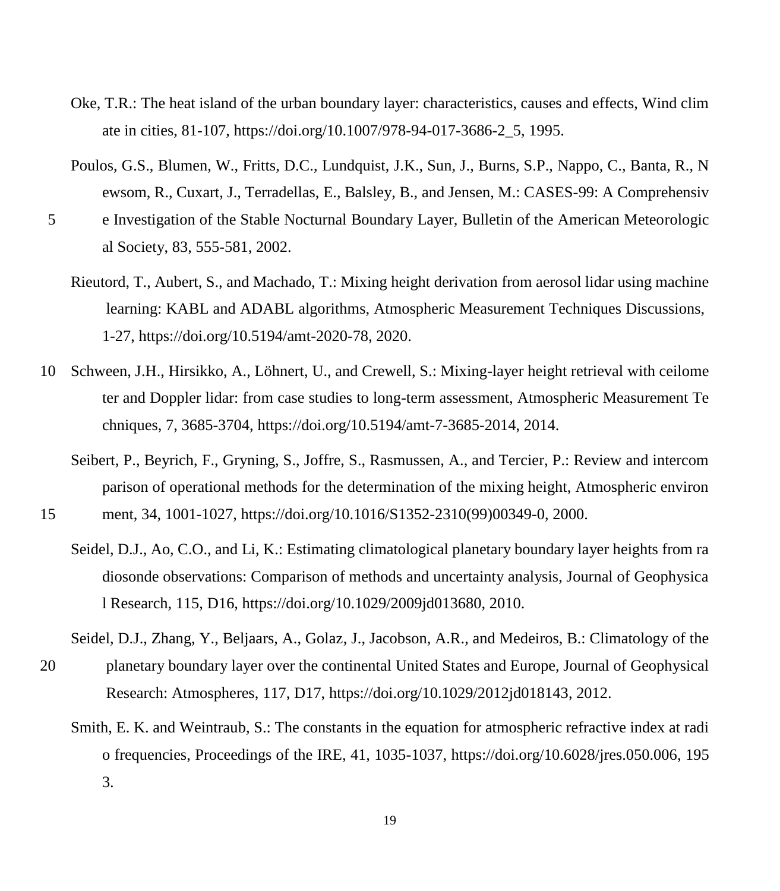Oke, T.R.: The heat island of the urban boundary layer: characteristics, causes and effects, Wind climate in cities, 81-107, https://doi.org/10.1007/978-94-017-3686-2_5, 1995.

Poulos, G.S., Blumen, W., Fritts, D.C., Lundquist, J.K., Sun, J., Burns, S.P., Nappo, C., Banta, R., Newsom, R., Cuxart, J., Terradellas, E., Balsley, B., and Jensen, M.: CASES-99: A Comprehensive Investigation of the Stable Nocturnal Boundary Layer, Bulletin of the American Meteorological Society, 83, 555-581, 2002.

Rieutord, T., Aubert, S., and Machado, T.: Mixing height derivation from aerosol lidar using machine learning: KABL and ADABL algorithms, Atmospheric Measurement Techniques Discussions, 1-27, https://doi.org/10.5194/amt-2020-78, 2020.

Schween, J.H., Hirsikko, A., Löhnert, U., and Crewell, S.: Mixing-layer height retrieval with ceilometer and Doppler lidar: from case studies to long-term assessment, Atmospheric Measurement Techniques, 7, 3685-3704, https://doi.org/10.5194/amt-7-3685-2014, 2014.

Seibert, P., Beyrich, F., Gryning, S., Joffre, S., Rasmussen, A., and Tercier, P.: Review and intercomparison of operational methods for the determination of the mixing height, Atmospheric environment, 34, 1001-1027, https://doi.org/10.1016/S1352-2310(99)00349-0, 2000.

Seidel, D.J., Ao, C.O., and Li, K.: Estimating climatological planetary boundary layer heights from radiosonde observations: Comparison of methods and uncertainty analysis, Journal of Geophysical Research, 115, D16, https://doi.org/10.1029/2009jd013680, 2010.

Seidel, D.J., Zhang, Y., Beljaars, A., Golaz, J., Jacobson, A.R., and Medeiros, B.: Climatology of the planetary boundary layer over the continental United States and Europe, Journal of Geophysical Research: Atmospheres, 117, D17, https://doi.org/10.1029/2012jd018143, 2012.

Smith, E. K. and Weintraub, S.: The constants in the equation for atmospheric refractive index at radio frequencies, Proceedings of the IRE, 41, 1035-1037, https://doi.org/10.6028/jres.050.006, 1953.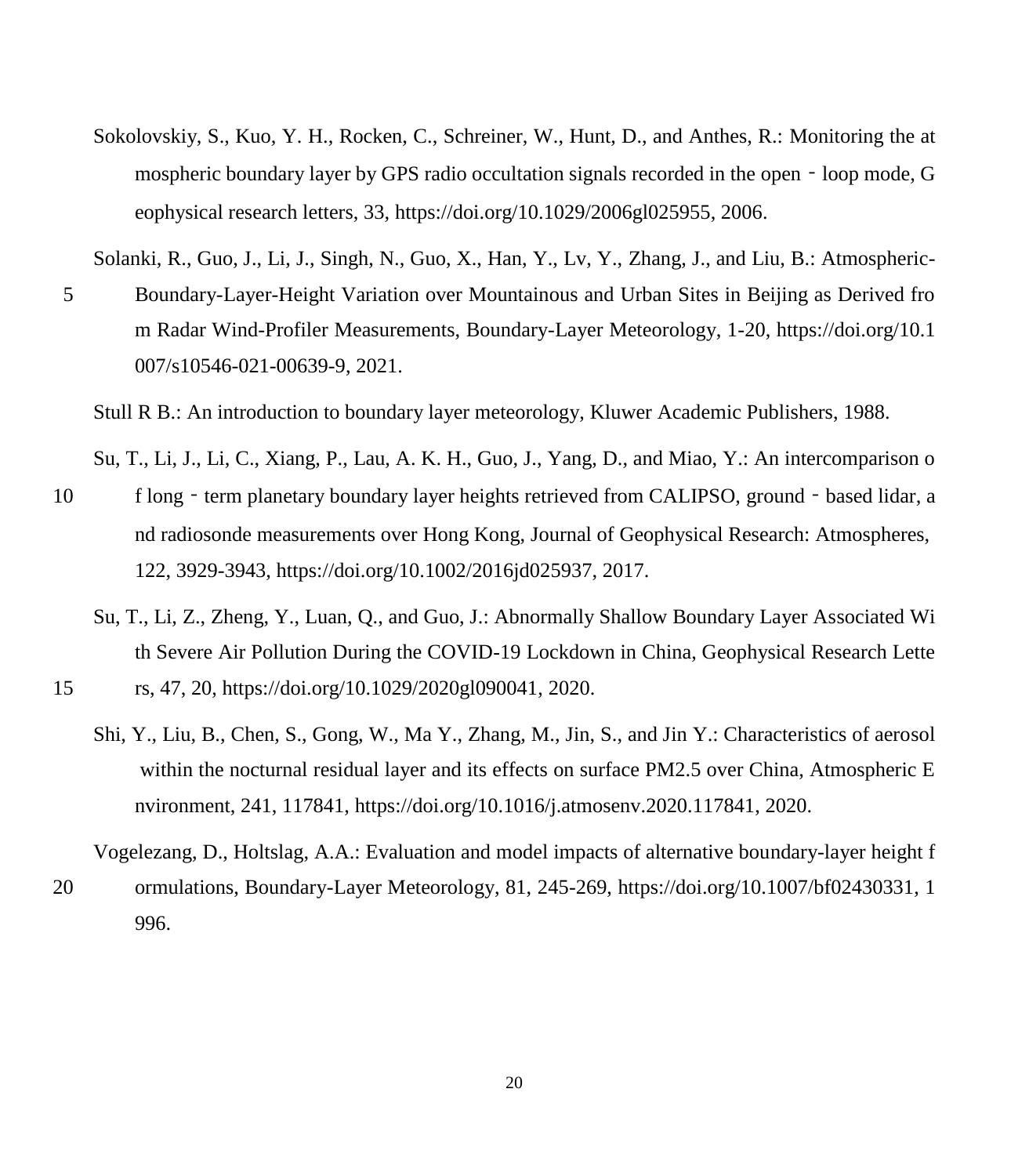Sokolovskiy, S., Kuo, Y. H., Rocken, C., Schreiner, W., Hunt, D., and Anthes, R.: Monitoring the atmospheric boundary layer by GPS radio occultation signals recorded in the open‐loop mode, Geophysical research letters, 33, https://doi.org/10.1029/2006gl025955, 2006.

Solanki, R., Guo, J., Li, J., Singh, N., Guo, X., Han, Y., Lv, Y., Zhang, J., and Liu, B.: Atmospheric-Boundary-Layer-Height Variation over Mountainous and Urban Sites in Beijing as Derived from Radar Wind-Profiler Measurements, Boundary-Layer Meteorology, 1-20, https://doi.org/10.1007/s10546-021-00639-9, 2021.

Stull R B.: An introduction to boundary layer meteorology, Kluwer Academic Publishers, 1988.

Su, T., Li, J., Li, C., Xiang, P., Lau, A. K. H., Guo, J., Yang, D., and Miao, Y.: An intercomparison of long‐term planetary boundary layer heights retrieved from CALIPSO, ground‐based lidar, and radiosonde measurements over Hong Kong, Journal of Geophysical Research: Atmospheres, 122, 3929-3943, https://doi.org/10.1002/2016jd025937, 2017.

Su, T., Li, Z., Zheng, Y., Luan, Q., and Guo, J.: Abnormally Shallow Boundary Layer Associated With Severe Air Pollution During the COVID-19 Lockdown in China, Geophysical Research Letters, 47, 20, https://doi.org/10.1029/2020gl090041, 2020.

Shi, Y., Liu, B., Chen, S., Gong, W., Ma Y., Zhang, M., Jin, S., and Jin Y.: Characteristics of aerosol within the nocturnal residual layer and its effects on surface PM2.5 over China, Atmospheric Environment, 241, 117841, https://doi.org/10.1016/j.atmosenv.2020.117841, 2020.

Vogelezang, D., Holtslag, A.A.: Evaluation and model impacts of alternative boundary-layer height formulations, Boundary-Layer Meteorology, 81, 245-269, https://doi.org/10.1007/bf02430331, 1996.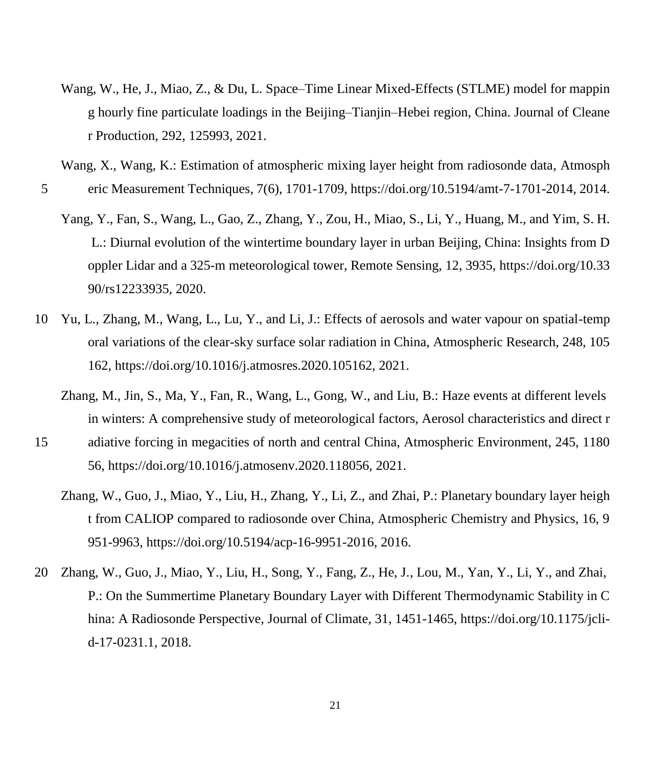Wang, W., He, J., Miao, Z., & Du, L. Space–Time Linear Mixed-Effects (STLME) model for mapping hourly fine particulate loadings in the Beijing–Tianjin–Hebei region, China. Journal of Cleaner Production, 292, 125993, 2021.

Wang, X., Wang, K.: Estimation of atmospheric mixing layer height from radiosonde data, Atmospheric Measurement Techniques, 7(6), 1701-1709, https://doi.org/10.5194/amt-7-1701-2014, 2014.

Yang, Y., Fan, S., Wang, L., Gao, Z., Zhang, Y., Zou, H., Miao, S., Li, Y., Huang, M., and Yim, S. H. L.: Diurnal evolution of the wintertime boundary layer in urban Beijing, China: Insights from Doppler Lidar and a 325-m meteorological tower, Remote Sensing, 12, 3935, https://doi.org/10.3390/rs12233935, 2020.

Yu, L., Zhang, M., Wang, L., Lu, Y., and Li, J.: Effects of aerosols and water vapour on spatial-temporal variations of the clear-sky surface solar radiation in China, Atmospheric Research, 248, 105162, https://doi.org/10.1016/j.atmosres.2020.105162, 2021.

Zhang, M., Jin, S., Ma, Y., Fan, R., Wang, L., Gong, W., and Liu, B.: Haze events at different levels in winters: A comprehensive study of meteorological factors, Aerosol characteristics and direct radiative forcing in megacities of north and central China, Atmospheric Environment, 245, 118056, https://doi.org/10.1016/j.atmosenv.2020.118056, 2021.

Zhang, W., Guo, J., Miao, Y., Liu, H., Zhang, Y., Li, Z., and Zhai, P.: Planetary boundary layer height from CALIOP compared to radiosonde over China, Atmospheric Chemistry and Physics, 16, 9951-9963, https://doi.org/10.5194/acp-16-9951-2016, 2016.

Zhang, W., Guo, J., Miao, Y., Liu, H., Song, Y., Fang, Z., He, J., Lou, M., Yan, Y., Li, Y., and Zhai, P.: On the Summertime Planetary Boundary Layer with Different Thermodynamic Stability in China: A Radiosonde Perspective, Journal of Climate, 31, 1451-1465, https://doi.org/10.1175/jcli-d-17-0231.1, 2018.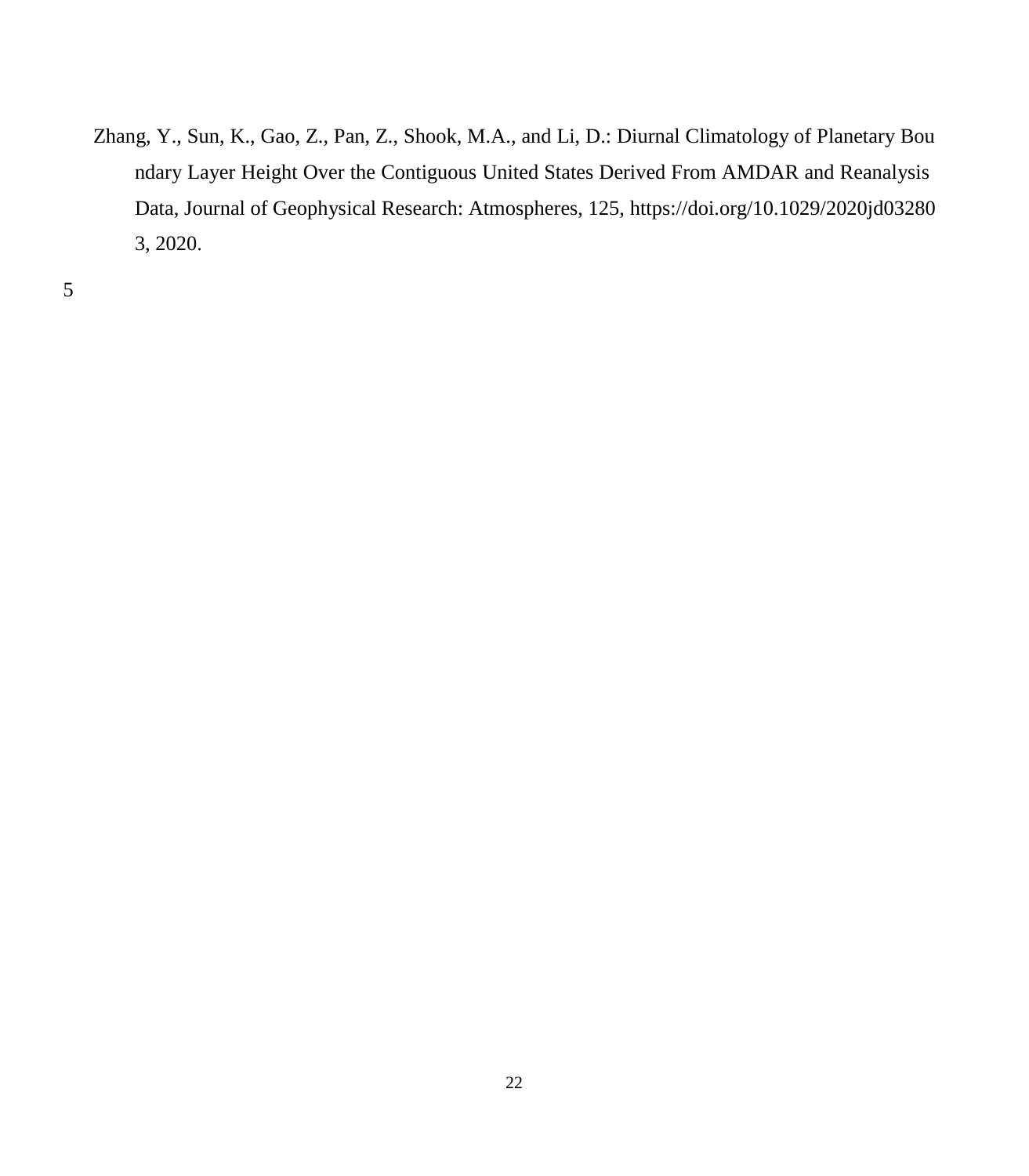Zhang, Y., Sun, K., Gao, Z., Pan, Z., Shook, M.A., and Li, D.: Diurnal Climatology of Planetary Boundary Layer Height Over the Contiguous United States Derived From AMDAR and Reanalysis Data, Journal of Geophysical Research: Atmospheres, 125, https://doi.org/10.1029/2020jd032803, 2020.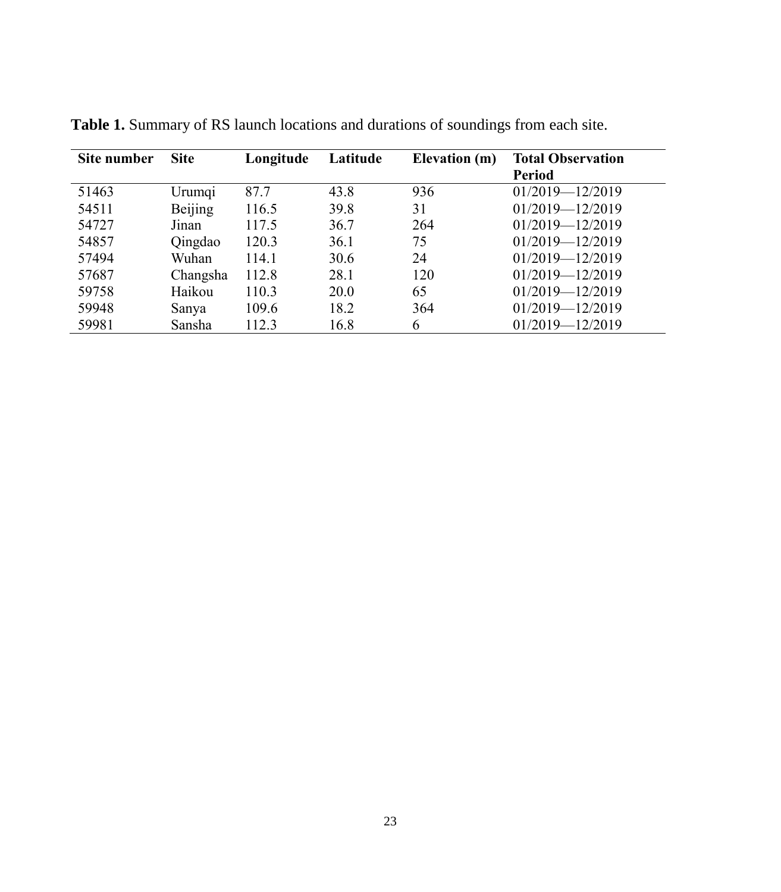**Table 1.** Summary of RS launch locations and durations of soundings from each site.

| Site number | Site | Longitude | Latitude | Elevation (m) | Total Observation Period |
|---|---|---|---|---|---|
| 51463 | Urumqi | 87.7 | 43.8 | 936 | 01/2019—12/2019 |
| 54511 | Beijing | 116.5 | 39.8 | 31 | 01/2019—12/2019 |
| 54727 | Jinan | 117.5 | 36.7 | 264 | 01/2019—12/2019 |
| 54857 | Qingdao | 120.3 | 36.1 | 75 | 01/2019—12/2019 |
| 57494 | Wuhan | 114.1 | 30.6 | 24 | 01/2019—12/2019 |
| 57687 | Changsha | 112.8 | 28.1 | 120 | 01/2019—12/2019 |
| 59758 | Haikou | 110.3 | 20.0 | 65 | 01/2019—12/2019 |
| 59948 | Sanya | 109.6 | 18.2 | 364 | 01/2019—12/2019 |
| 59981 | Sansha | 112.3 | 16.8 | 6 | 01/2019—12/2019 |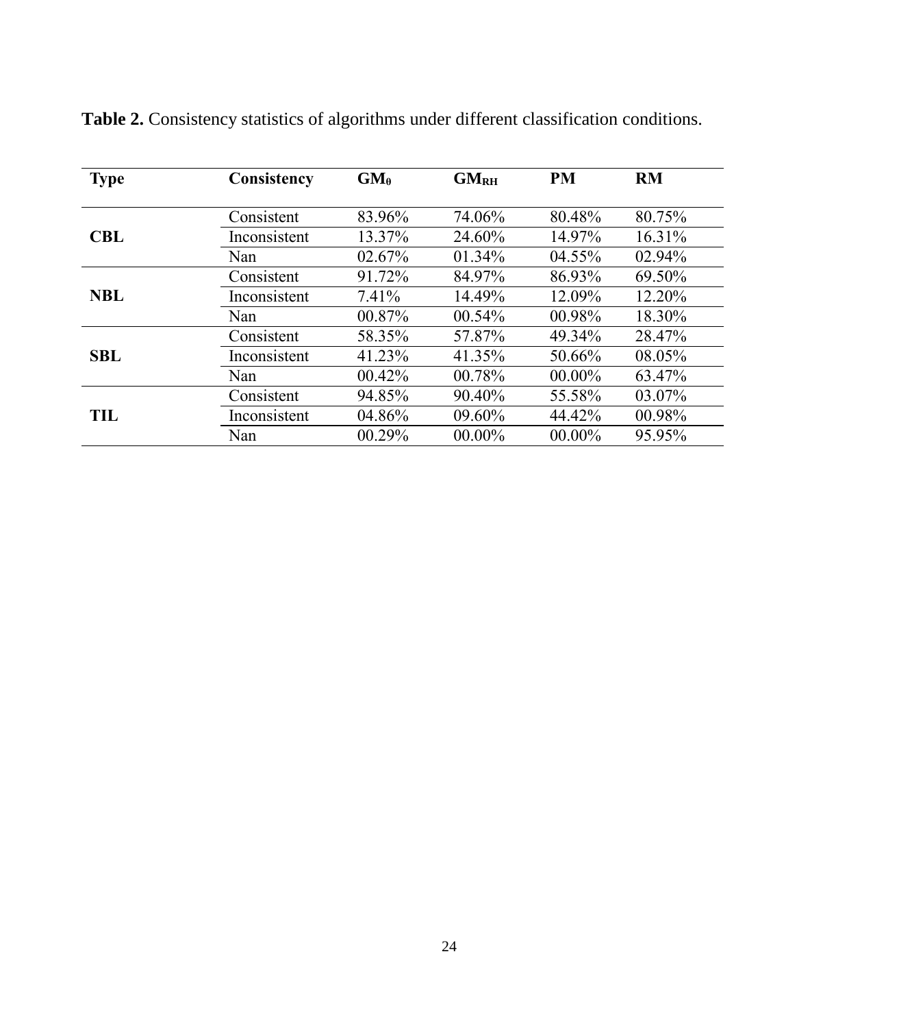**Table 2.** Consistency statistics of algorithms under different classification conditions.

| Type | Consistency | $GM_0$ | $GM_{RH}$ | PM | RM |
|---|---|---|---|---|---|
| **CBL** | Consistent | 83.96% | 74.06% | 80.48% | 80.75% |
| | Inconsistent | 13.37% | 24.60% | 14.97% | 16.31% |
| | Nan | 02.67% | 01.34% | 04.55% | 02.94% |
| **NBL** | Consistent | 91.72% | 84.97% | 86.93% | 69.50% |
| | Inconsistent | 7.41% | 14.49% | 12.09% | 12.20% |
| | Nan | 00.87% | 00.54% | 00.98% | 18.30% |
| **SBL** | Consistent | 58.35% | 57.87% | 49.34% | 28.47% |
| | Inconsistent | 41.23% | 41.35% | 50.66% | 08.05% |
| | Nan | 00.42% | 00.78% | 00.00% | 63.47% |
| **TIL** | Consistent | 94.85% | 90.40% | 55.58% | 03.07% |
| | Inconsistent | 04.86% | 09.60% | 44.42% | 00.98% |
| | Nan | 00.29% | 00.00% | 00.00% | 95.95% |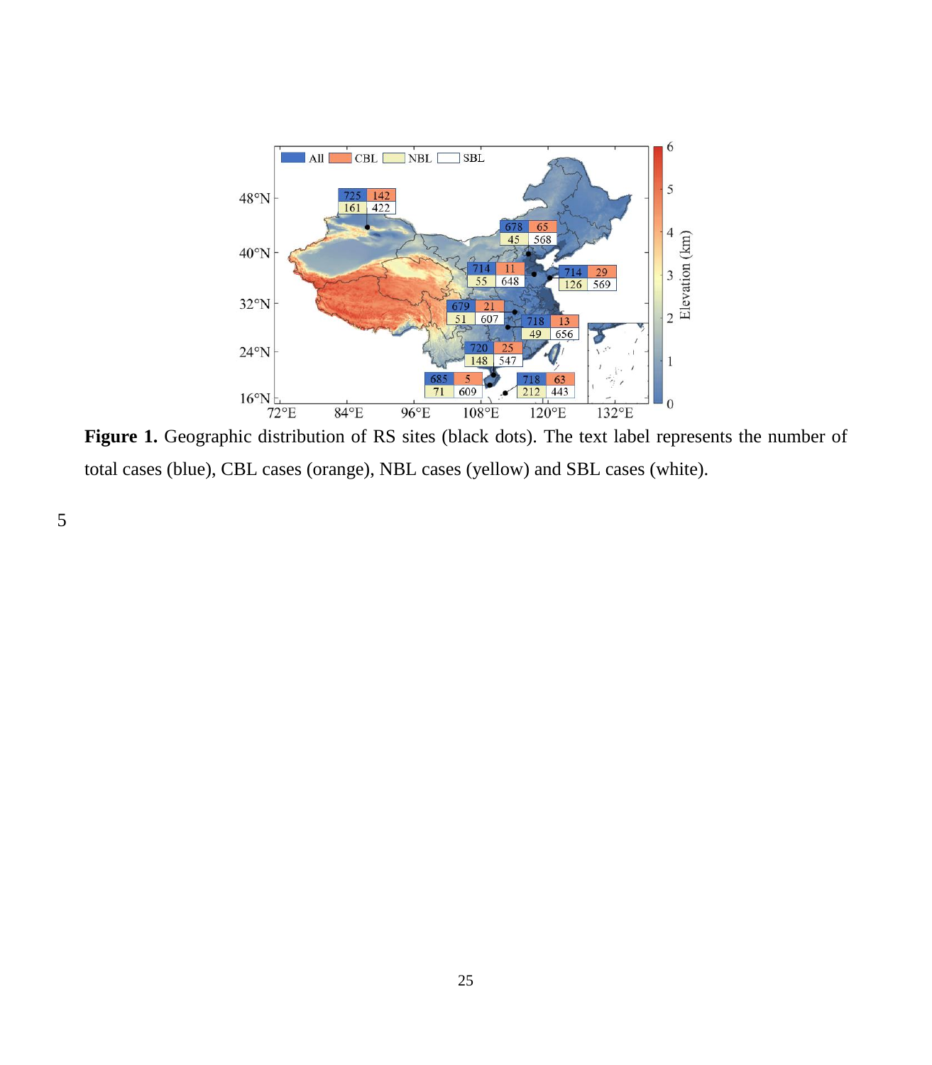**Figure 1.** Geographic distribution of RS sites (black dots). The text label represents the number of total cases (blue), CBL cases (orange), NBL cases (yellow) and SBL cases (white).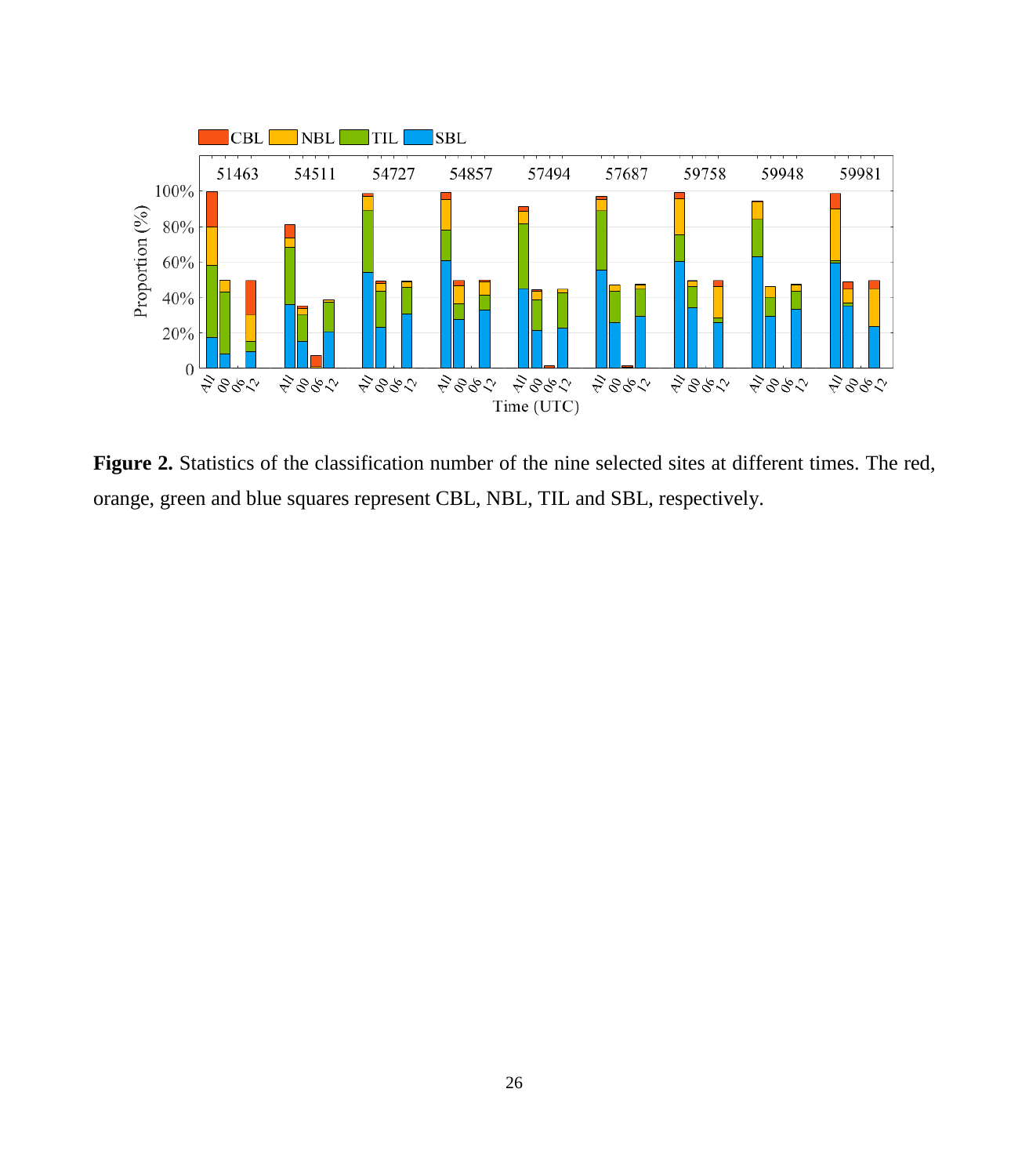**Figure 2.** Statistics of the classification number of the nine selected sites at different times. The red, orange, green and blue squares represent CBL, NBL, TIL and SBL, respectively.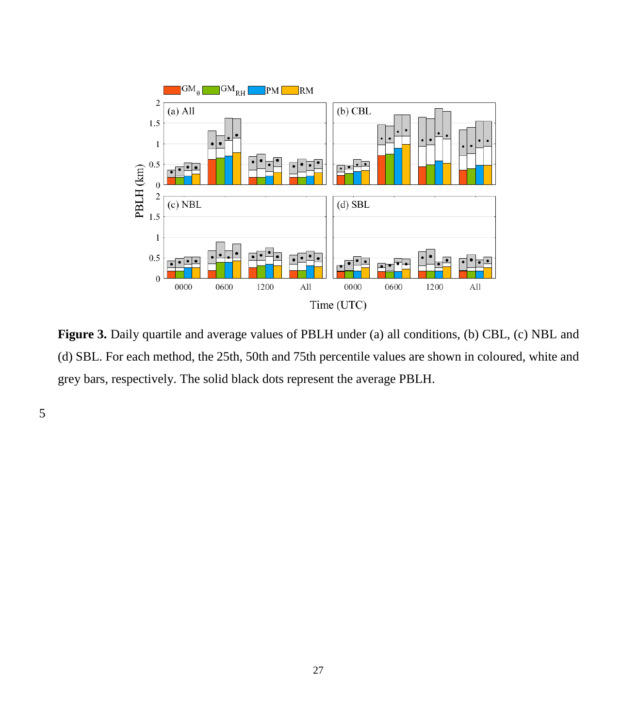**Figure 3.** Daily quartile and average values of PBLH under (a) all conditions, (b) CBL, (c) NBL and (d) SBL. For each method, the 25th, 50th and 75th percentile values are shown in coloured, white and grey bars, respectively. The solid black dots represent the average PBLH.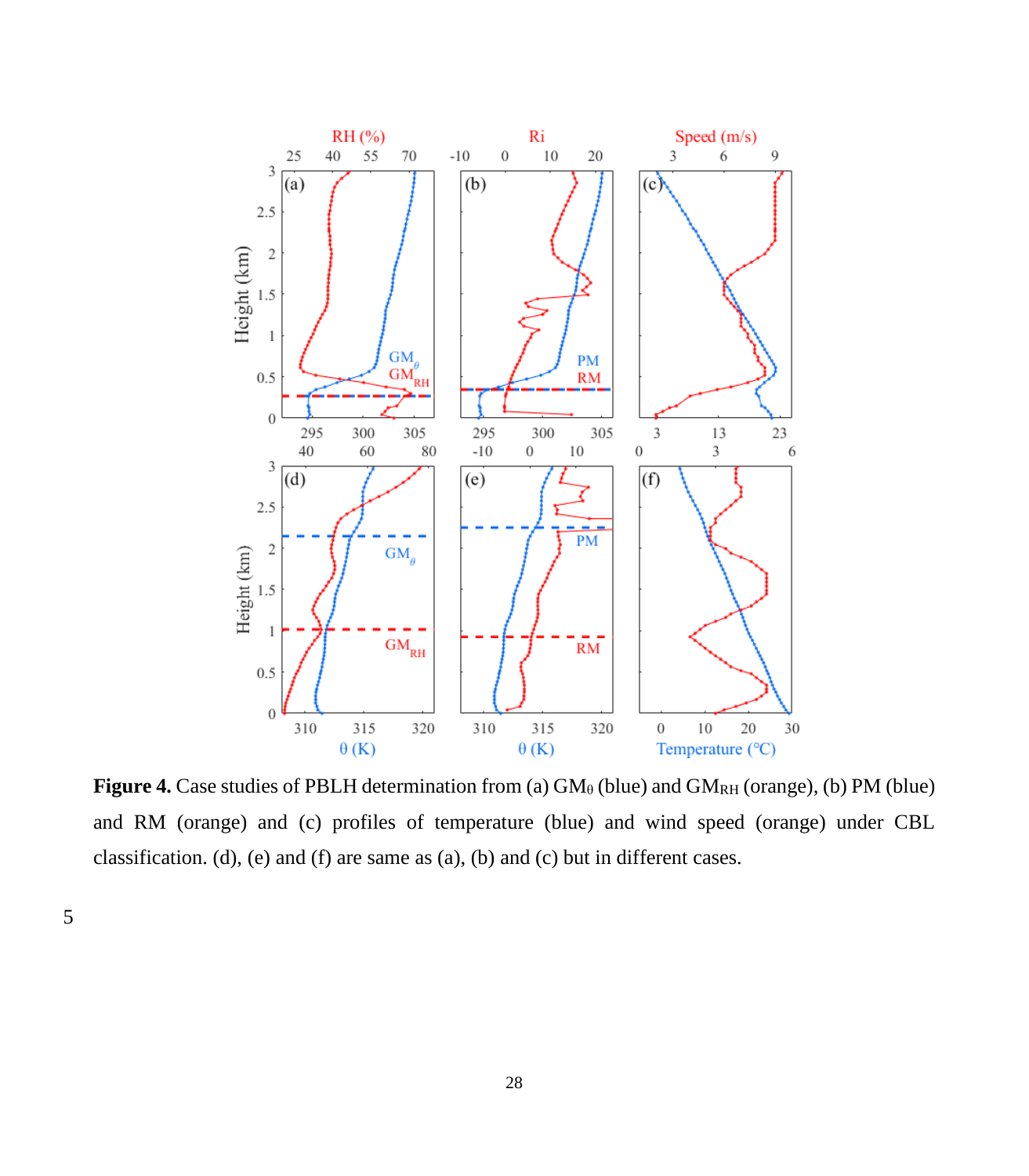**Figure 4.** Case studies of PBLH determination from (a) $GM_\theta$ (blue) and $GM_{RH}$ (orange), (b) PM (blue) and RM (orange) and (c) profiles of temperature (blue) and wind speed (orange) under CBL classification. (d), (e) and (f) are same as (a), (b) and (c) but in different cases.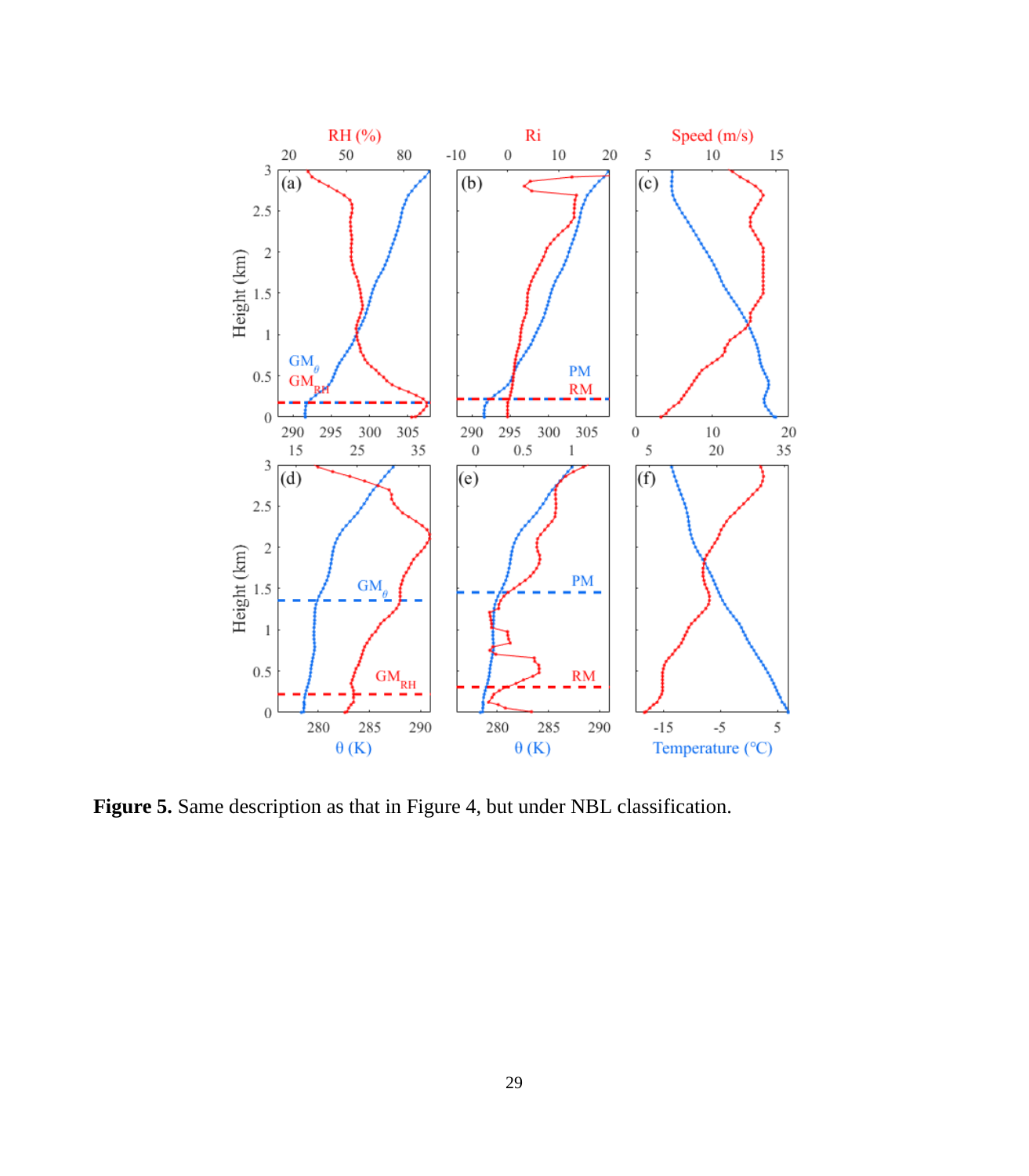**Figure 5.** Same description as that in Figure 4, but under NBL classification.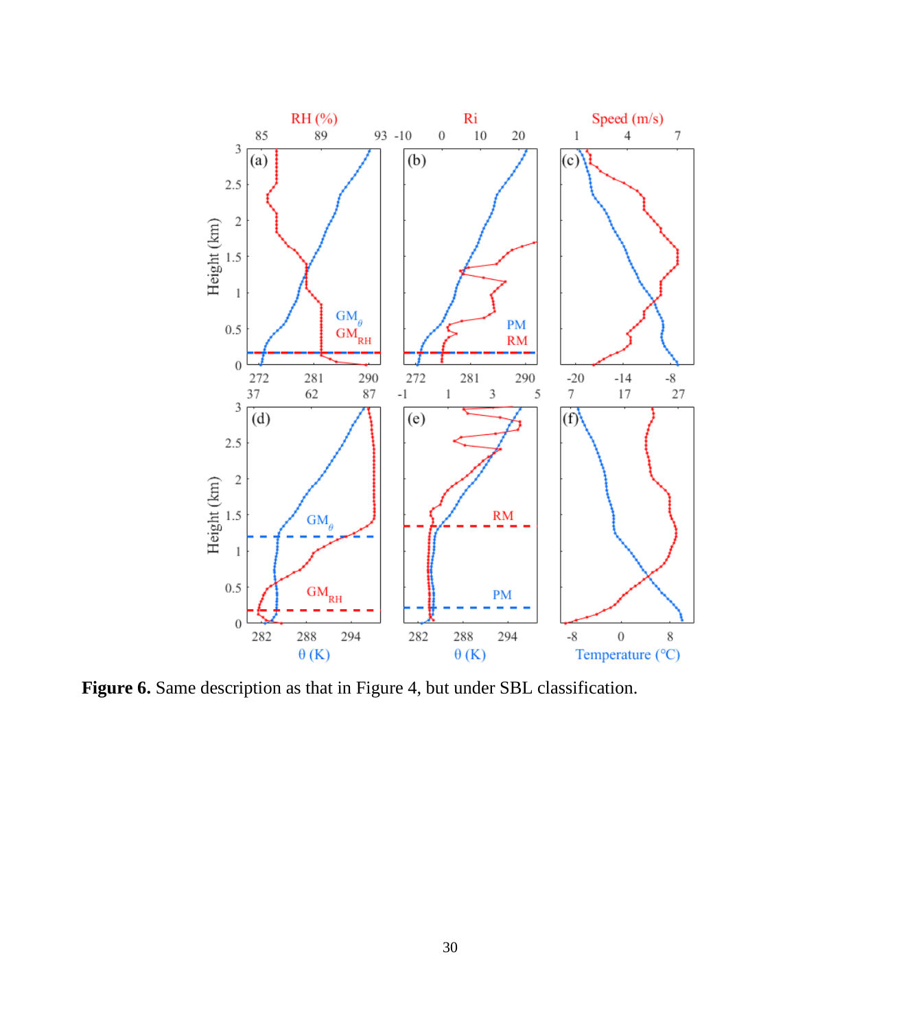**Figure 6.** Same description as that in Figure 4, but under SBL classification.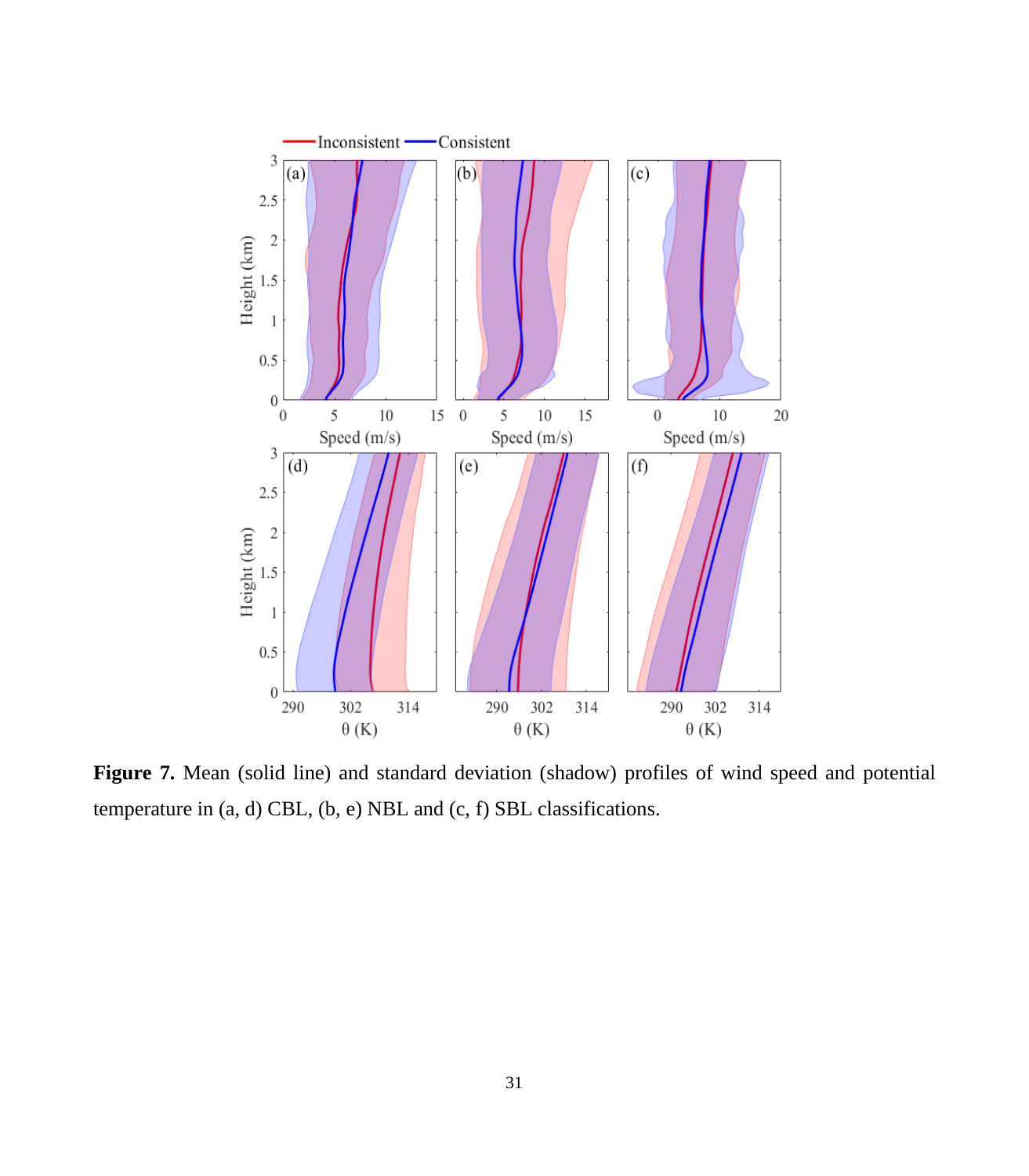**Figure 7.** Mean (solid line) and standard deviation (shadow) profiles of wind speed and potential temperature in (a, d) CBL, (b, e) NBL and (c, f) SBL classifications.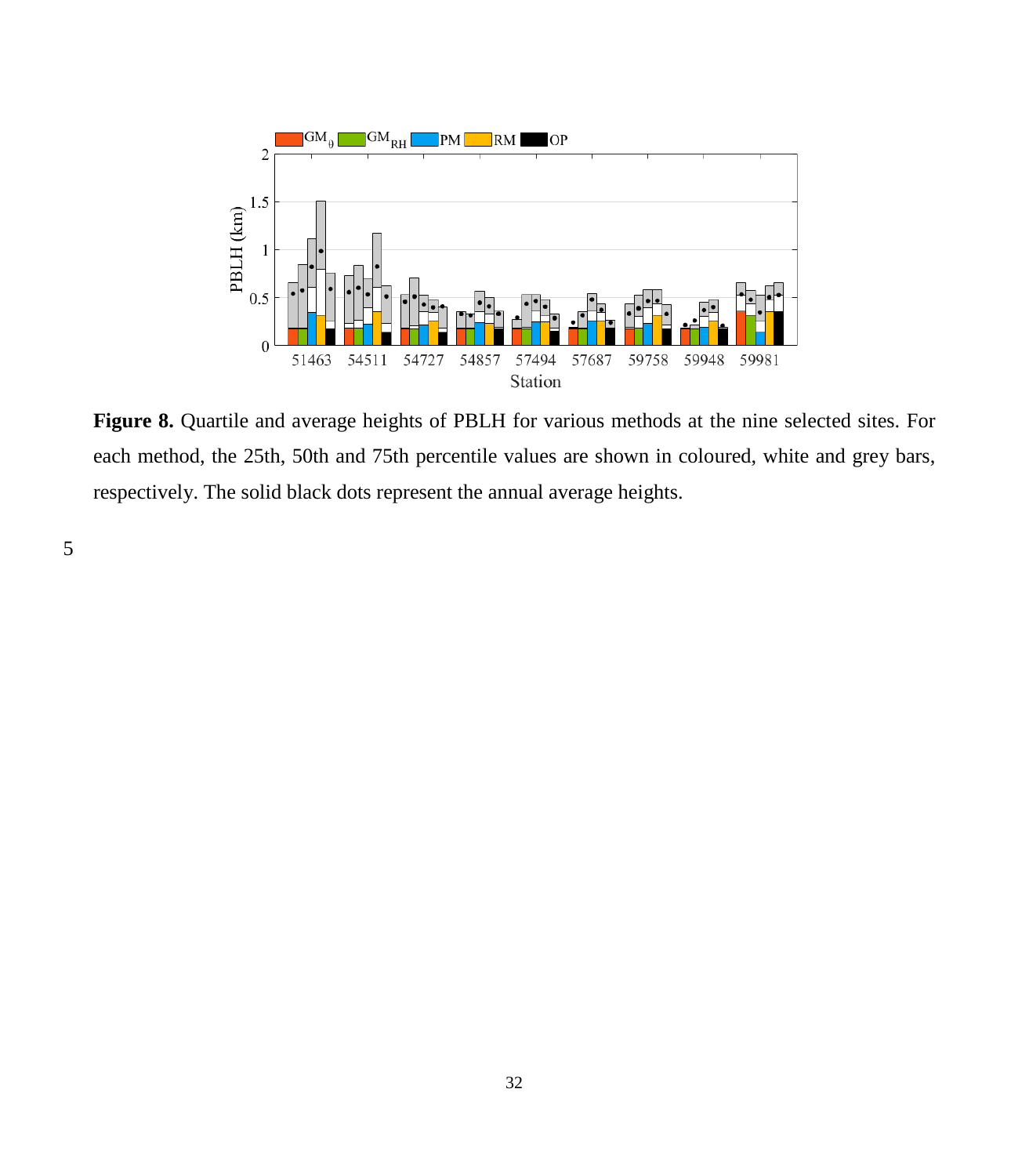$GM_\theta$ $GM_{RH}$ PM RM OP

PBLH (km)

2
1.5
1
0.5
0

51463 54511 54727 54857 57494 57687 59758 59948 59981

Station

**Figure 8.** Quartile and average heights of PBLH for various methods at the nine selected sites. For each method, the 25th, 50th and 75th percentile values are shown in coloured, white and grey bars, respectively. The solid black dots represent the annual average heights.